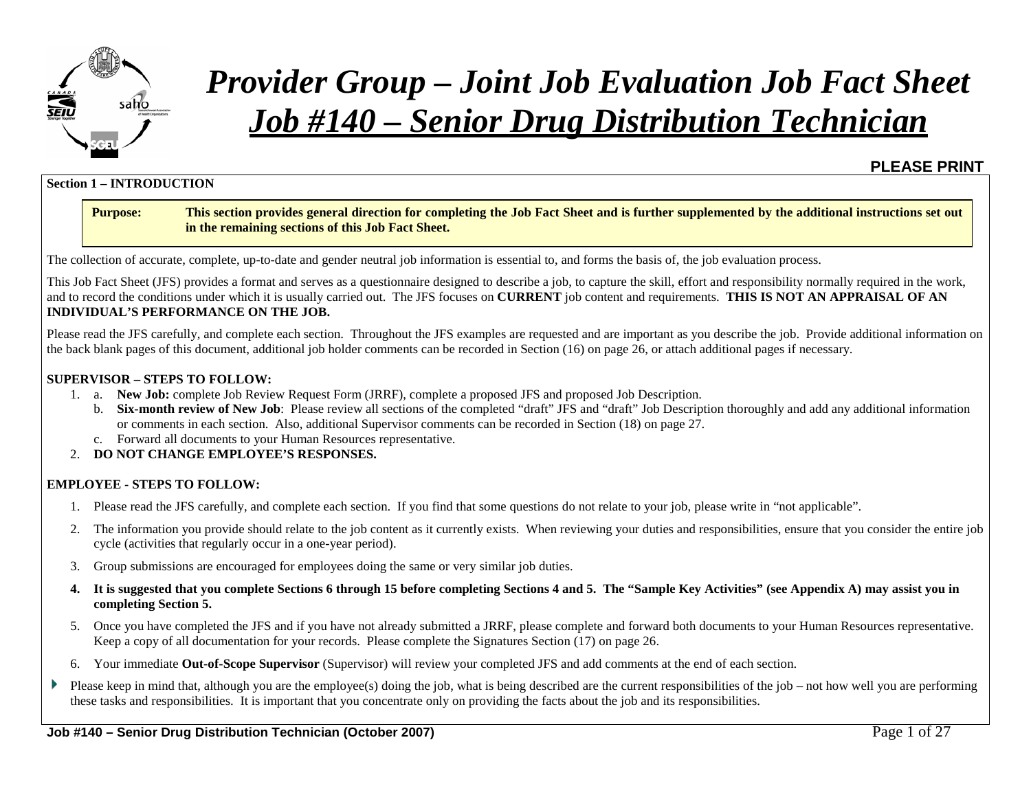# *Provider Group – Joint Job Evaluation Job Fact Sheet*

# ***Job #140 – Senior Drug Distribution Technician***

**PLEASE PRINT**

**Section 1 – INTRODUCTION**

| **Purpose:** | **This section provides general direction for completing the Job Fact Sheet and is further supplemented by the additional instructions set out in the remaining sections of this Job Fact Sheet.** |
|---|---|

The collection of accurate, complete, up-to-date and gender neutral job information is essential to, and forms the basis of, the job evaluation process.

This Job Fact Sheet (JFS) provides a format and serves as a questionnaire designed to describe a job, to capture the skill, effort and responsibility normally required in the work, and to record the conditions under which it is usually carried out. The JFS focuses on **CURRENT** job content and requirements. **THIS IS NOT AN APPRAISAL OF AN INDIVIDUAL'S PERFORMANCE ON THE JOB.**

Please read the JFS carefully, and complete each section. Throughout the JFS examples are requested and are important as you describe the job. Provide additional information on the back blank pages of this document, additional job holder comments can be recorded in Section (16) on page 26, or attach additional pages if necessary.

**SUPERVISOR – STEPS TO FOLLOW:**

1. a. **New Job:** complete Job Review Request Form (JRRF), complete a proposed JFS and proposed Job Description.
   b. **Six-month review of New Job**: Please review all sections of the completed "draft" JFS and "draft" Job Description thoroughly and add any additional information or comments in each section. Also, additional Supervisor comments can be recorded in Section (18) on page 27.
   c. Forward all documents to your Human Resources representative.
2. **DO NOT CHANGE EMPLOYEE'S RESPONSES.**

**EMPLOYEE - STEPS TO FOLLOW:**

1. Please read the JFS carefully, and complete each section. If you find that some questions do not relate to your job, please write in "not applicable".
2. The information you provide should relate to the job content as it currently exists. When reviewing your duties and responsibilities, ensure that you consider the entire job cycle (activities that regularly occur in a one-year period).
3. Group submissions are encouraged for employees doing the same or very similar job duties.
4. **It is suggested that you complete Sections 6 through 15 before completing Sections 4 and 5. The "Sample Key Activities" (see Appendix A) may assist you in completing Section 5.**
5. Once you have completed the JFS and if you have not already submitted a JRRF, please complete and forward both documents to your Human Resources representative. Keep a copy of all documentation for your records. Please complete the Signatures Section (17) on page 26.
6. Your immediate **Out-of-Scope Supervisor** (Supervisor) will review your completed JFS and add comments at the end of each section.

- Please keep in mind that, although you are the employee(s) doing the job, what is being described are the current responsibilities of the job – not how well you are performing these tasks and responsibilities. It is important that you concentrate only on providing the facts about the job and its responsibilities.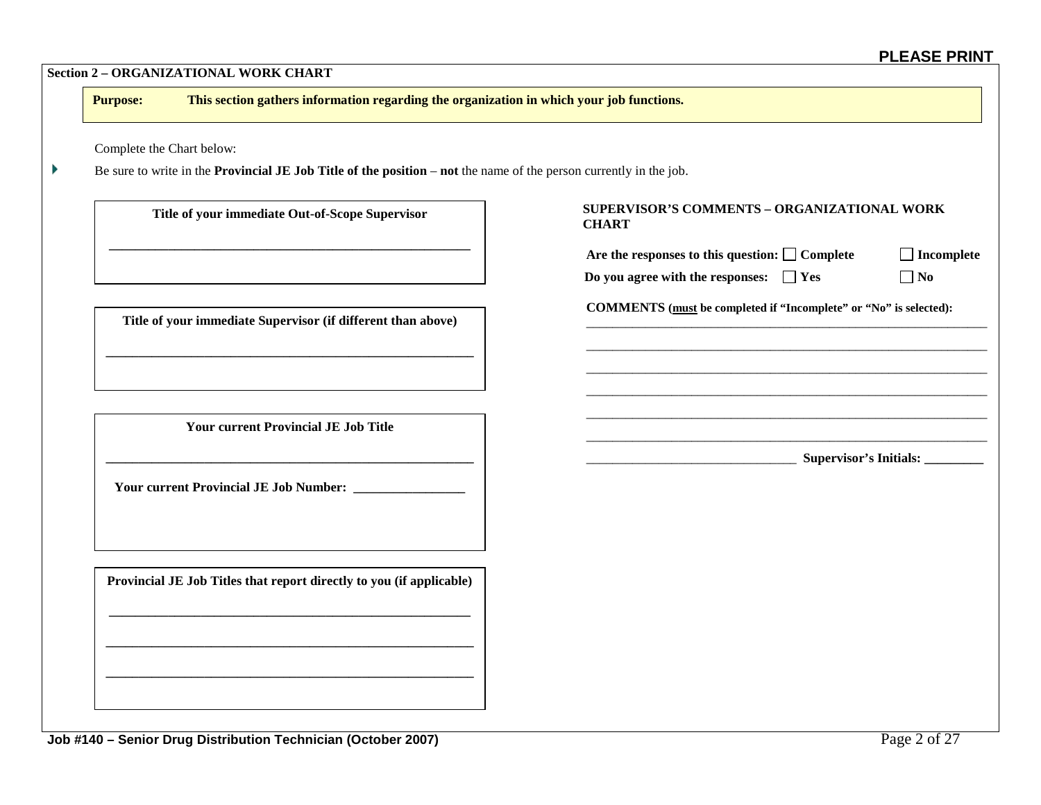**PLEASE PRINT**

## Section 2 – ORGANIZATIONAL WORK CHART

**Purpose:** **This section gathers information regarding the organization in which your job functions.**

Complete the Chart below:

- Be sure to write in the **Provincial JE Job Title of the position** – **not** the name of the person currently in the job.

**Title of your immediate Out-of-Scope Supervisor**

\_\_\_\_\_\_\_\_\_\_\_\_\_\_\_\_\_\_\_\_\_\_\_\_\_\_\_\_\_\_\_\_\_\_\_\_\_\_\_\_\_\_\_\_\_\_\_\_\_\_\_\_

**Title of your immediate Supervisor (if different than above)**

\_\_\_\_\_\_\_\_\_\_\_\_\_\_\_\_\_\_\_\_\_\_\_\_\_\_\_\_\_\_\_\_\_\_\_\_\_\_\_\_\_\_\_\_\_\_\_\_\_\_\_\_

**Your current Provincial JE Job Title**

\_\_\_\_\_\_\_\_\_\_\_\_\_\_\_\_\_\_\_\_\_\_\_\_\_\_\_\_\_\_\_\_\_\_\_\_\_\_\_\_\_\_\_\_\_\_\_\_\_\_\_\_

**Your current Provincial JE Job Number:** \_\_\_\_\_\_\_\_\_\_\_\_\_\_\_\_

**Provincial JE Job Titles that report directly to you (if applicable)**

\_\_\_\_\_\_\_\_\_\_\_\_\_\_\_\_\_\_\_\_\_\_\_\_\_\_\_\_\_\_\_\_\_\_\_\_\_\_\_\_\_\_\_\_\_\_\_\_\_\_\_\_

\_\_\_\_\_\_\_\_\_\_\_\_\_\_\_\_\_\_\_\_\_\_\_\_\_\_\_\_\_\_\_\_\_\_\_\_\_\_\_\_\_\_\_\_\_\_\_\_\_\_\_\_

\_\_\_\_\_\_\_\_\_\_\_\_\_\_\_\_\_\_\_\_\_\_\_\_\_\_\_\_\_\_\_\_\_\_\_\_\_\_\_\_\_\_\_\_\_\_\_\_\_\_\_\_

### SUPERVISOR'S COMMENTS – ORGANIZATIONAL WORK CHART

**Are the responses to this question:** ☐ **Complete** ☐ **Incomplete**

**Do you agree with the responses:** ☐ **Yes** ☐ **No**

**COMMENTS (must be completed if "Incomplete" or "No" is selected):**

\_\_\_\_\_\_\_\_\_\_\_\_\_\_\_\_\_\_\_\_\_\_\_\_\_\_\_\_\_\_\_\_\_\_\_\_\_\_\_\_\_\_\_\_\_\_\_\_\_\_\_\_\_\_\_\_\_\_\_\_

\_\_\_\_\_\_\_\_\_\_\_\_\_\_\_\_\_\_\_\_\_\_\_\_\_\_\_\_\_\_\_\_\_\_\_\_\_\_\_\_\_\_\_\_\_\_\_\_\_\_\_\_\_\_\_\_\_\_\_\_

\_\_\_\_\_\_\_\_\_\_\_\_\_\_\_\_\_\_\_\_\_\_\_\_\_\_\_\_\_\_\_\_\_\_\_\_\_\_\_\_\_\_\_\_\_\_\_\_\_\_\_\_\_\_\_\_\_\_\_\_

\_\_\_\_\_\_\_\_\_\_\_\_\_\_\_\_\_\_\_\_\_\_\_\_\_\_\_\_\_\_\_\_\_\_\_\_\_\_\_\_\_\_\_\_\_\_\_\_\_\_\_\_\_\_\_\_\_\_\_\_

\_\_\_\_\_\_\_\_\_\_\_\_\_\_\_\_\_\_\_\_\_\_\_\_\_\_\_\_\_\_\_\_\_\_\_\_\_\_\_\_\_\_\_\_\_\_\_\_\_\_\_\_\_\_\_\_\_\_\_\_

\_\_\_\_\_\_\_\_\_\_\_\_\_\_\_\_\_\_\_\_\_\_\_\_\_\_\_\_\_\_\_\_\_\_\_\_\_\_\_\_\_\_\_\_\_\_\_\_\_\_\_\_\_\_\_\_\_\_\_\_

\_\_\_\_\_\_\_\_\_\_\_\_\_\_\_\_\_\_\_\_\_\_\_\_\_\_\_\_\_\_\_\_ **Supervisor's Initials:** \_\_\_\_\_\_\_\_\_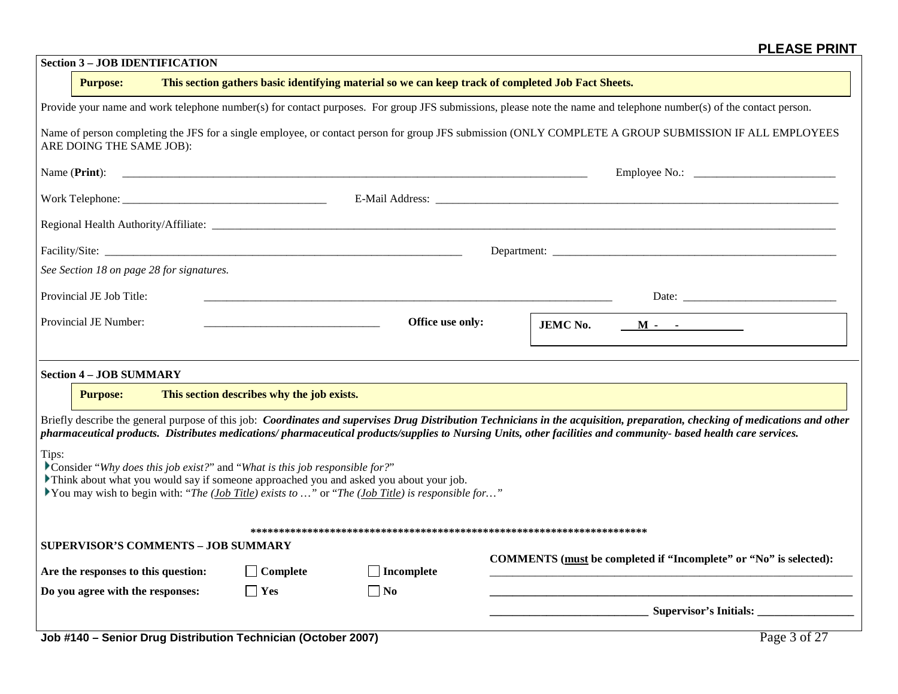**PLEASE PRINT**

## Section 3 – JOB IDENTIFICATION

**Purpose:** **This section gathers basic identifying material so we can keep track of completed Job Fact Sheets.**

Provide your name and work telephone number(s) for contact purposes. For group JFS submissions, please note the name and telephone number(s) of the contact person.

Name of person completing the JFS for a single employee, or contact person for group JFS submission (ONLY COMPLETE A GROUP SUBMISSION IF ALL EMPLOYEES ARE DOING THE SAME JOB):

Name (**Print**): ______________________________ Employee No.: ______________________

Work Telephone: ______________________ E-Mail Address: ______________________________

Regional Health Authority/Affiliate: ______________________________________________

Facility/Site: ______________________________ Department: ______________________________

*See Section 18 on page 28 for signatures.*

Provincial JE Job Title: ______________________________ Date: ______________________

Provincial JE Number: ______________________ **Office use only:** **JEMC No.** **M - -**

## Section 4 – JOB SUMMARY

**Purpose:** **This section describes why the job exists.**

Briefly describe the general purpose of this job: ***Coordinates and supervises Drug Distribution Technicians in the acquisition, preparation, checking of medications and other pharmaceutical products. Distributes medications/ pharmaceutical products/supplies to Nursing Units, other facilities and community- based health care services.***

Tips:

- Consider "*Why does this job exist?*" and "*What is this job responsible for?*"
- Think about what you would say if someone approached you and asked you about your job.
- You may wish to begin with: "*The (Job Title) exists to …*" or "*The (Job Title) is responsible for…*"

**************************************************************************

**SUPERVISOR'S COMMENTS – JOB SUMMARY**

**Are the responses to this question:** ☐ **Complete** ☐ **Incomplete**

**Do you agree with the responses:** ☐ **Yes** ☐ **No**

**COMMENTS (must be completed if "Incomplete" or "No" is selected):**

______________________________________________________________

______________________________________________________________

______________________________ **Supervisor's Initials:** ______________________

**Job #140 – Senior Drug Distribution Technician (October 2007)**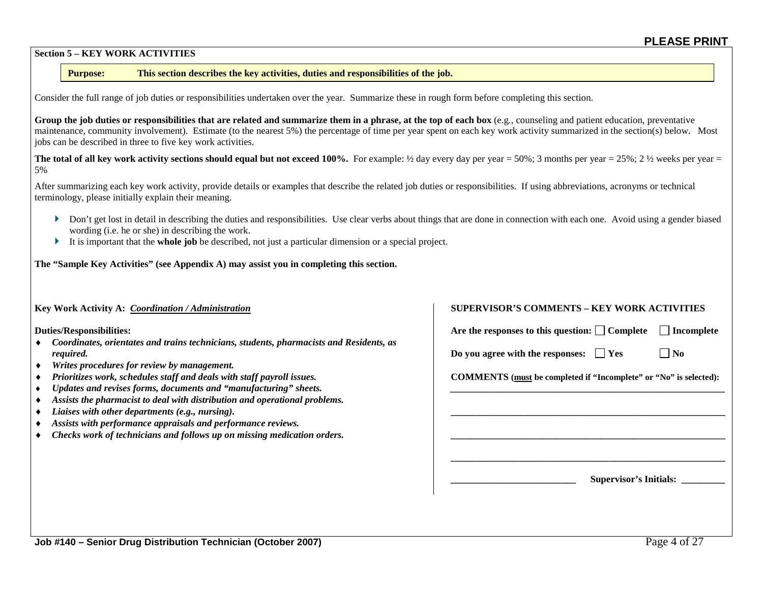**PLEASE PRINT**

## Section 5 – KEY WORK ACTIVITIES

**Purpose: This section describes the key activities, duties and responsibilities of the job.**

Consider the full range of job duties or responsibilities undertaken over the year. Summarize these in rough form before completing this section.

**Group the job duties or responsibilities that are related and summarize them in a phrase, at the top of each box** (e.g., counseling and patient education, preventative maintenance, community involvement). Estimate (to the nearest 5%) the percentage of time per year spent on each key work activity summarized in the section(s) below. Most jobs can be described in three to five key work activities.

**The total of all key work activity sections should equal but not exceed 100%.** For example: ½ day every day per year = 50%; 3 months per year = 25%; 2 ½ weeks per year = 5%

After summarizing each key work activity, provide details or examples that describe the related job duties or responsibilities. If using abbreviations, acronyms or technical terminology, please initially explain their meaning.

- Don't get lost in detail in describing the duties and responsibilities. Use clear verbs about things that are done in connection with each one. Avoid using a gender biased wording (i.e. he or she) in describing the work.
- It is important that the **whole job** be described, not just a particular dimension or a special project.

**The "Sample Key Activities" (see Appendix A) may assist you in completing this section.**

**Key Work Activity A:** ***Coordination / Administration***

**Duties/Responsibilities:**

- ***Coordinates, orientates and trains technicians, students, pharmacists and Residents, as required.***
- ***Writes procedures for review by management.***
- ***Prioritizes work, schedules staff and deals with staff payroll issues.***
- ***Updates and revises forms, documents and "manufacturing" sheets.***
- ***Assists the pharmacist to deal with distribution and operational problems.***
- ***Liaises with other departments (e.g., nursing).***
- ***Assists with performance appraisals and performance reviews.***
- ***Checks work of technicians and follows up on missing medication orders.***

**SUPERVISOR'S COMMENTS – KEY WORK ACTIVITIES**

**Are the responses to this question:** ☐ **Complete** ☐ **Incomplete**

**Do you agree with the responses:** ☐ **Yes** ☐ **No**

**COMMENTS (must be completed if "Incomplete" or "No" is selected):**

\_\_\_\_\_\_\_\_\_\_\_\_\_\_\_\_\_\_\_\_\_\_\_\_\_\_\_\_\_\_\_\_\_\_\_\_\_\_\_\_\_\_\_\_\_\_\_\_

\_\_\_\_\_\_\_\_\_\_\_\_\_\_\_\_\_\_\_\_\_\_\_\_\_\_\_\_\_\_\_\_\_\_\_\_\_\_\_\_\_\_\_\_\_\_\_\_

\_\_\_\_\_\_\_\_\_\_\_\_\_\_\_\_\_\_\_\_\_\_\_\_\_\_\_\_\_\_\_\_\_\_\_\_\_\_\_\_\_\_\_\_\_\_\_\_

\_\_\_\_\_\_\_\_\_\_\_\_\_\_\_\_\_\_\_\_\_\_\_\_\_\_\_\_\_\_\_\_\_\_\_\_\_\_\_\_\_\_\_\_\_\_\_\_

\_\_\_\_\_\_\_\_\_\_\_\_\_\_\_\_\_\_\_\_\_\_ **Supervisor's Initials:** \_\_\_\_\_\_\_\_\_

**Job #140 – Senior Drug Distribution Technician (October 2007)**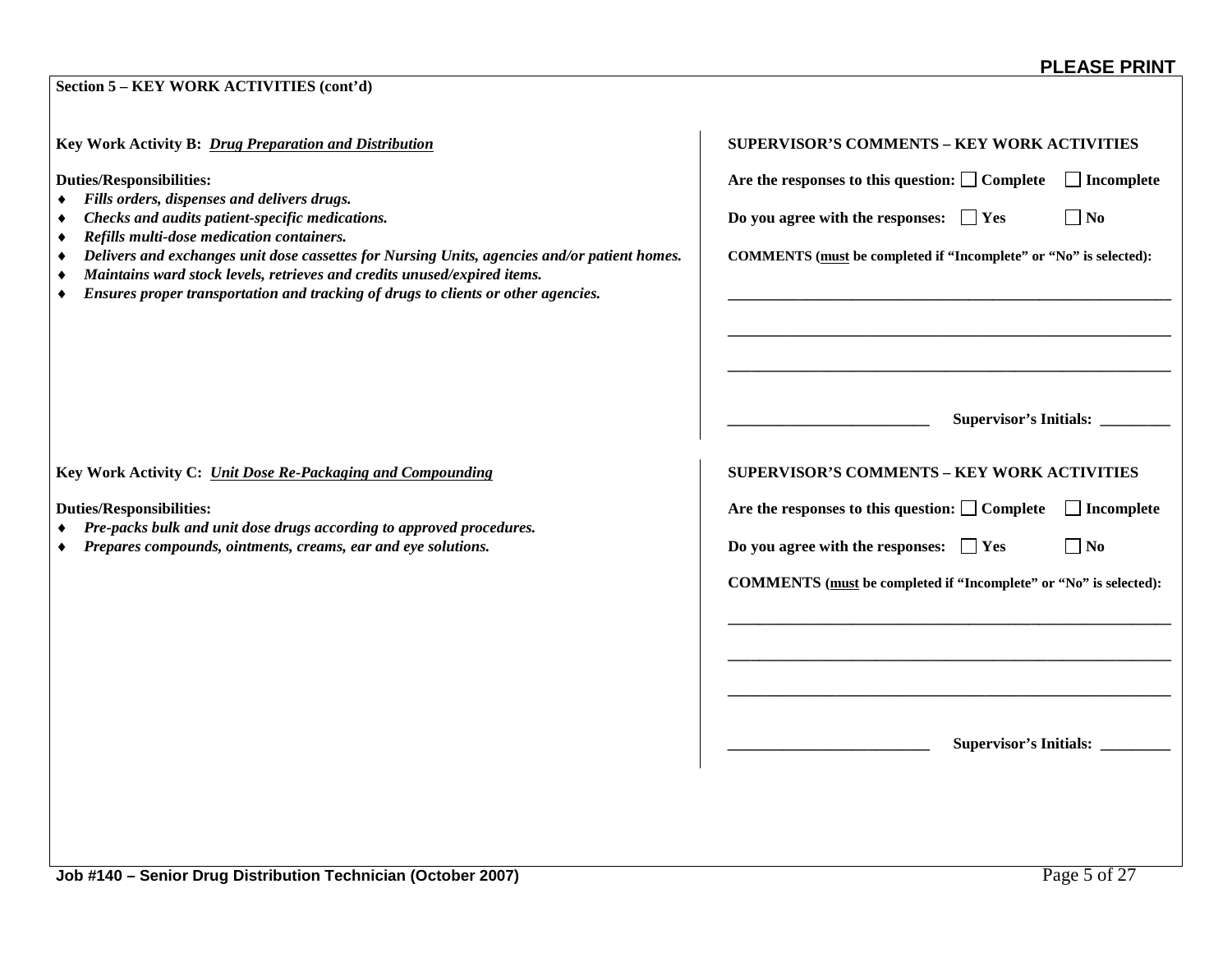**PLEASE PRINT**

**Section 5 – KEY WORK ACTIVITIES (cont'd)**

**Key Work Activity B:** ***Drug Preparation and Distribution***

**Duties/Responsibilities:**

- ***Fills orders, dispenses and delivers drugs.***
- ***Checks and audits patient-specific medications.***
- ***Refills multi-dose medication containers.***
- ***Delivers and exchanges unit dose cassettes for Nursing Units, agencies and/or patient homes.***
- ***Maintains ward stock levels, retrieves and credits unused/expired items.***
- ***Ensures proper transportation and tracking of drugs to clients or other agencies.***

**SUPERVISOR'S COMMENTS – KEY WORK ACTIVITIES**

**Are the responses to this question:** ☐ **Complete** ☐ **Incomplete**

**Do you agree with the responses:** ☐ **Yes** ☐ **No**

**COMMENTS (must be completed if "Incomplete" or "No" is selected):**

\_\_\_\_\_\_\_\_\_\_\_\_\_\_\_\_\_\_\_\_\_\_\_\_\_\_\_\_\_\_\_\_\_\_\_\_\_\_\_\_\_\_\_\_\_\_\_\_\_\_\_\_\_\_\_\_

\_\_\_\_\_\_\_\_\_\_\_\_\_\_\_\_\_\_\_\_\_\_\_\_\_\_\_\_\_\_\_\_\_\_\_\_\_\_\_\_\_\_\_\_\_\_\_\_\_\_\_\_\_\_\_\_

\_\_\_\_\_\_\_\_\_\_\_\_\_\_\_\_\_\_\_\_\_\_\_\_\_\_\_\_\_\_\_\_\_\_\_\_\_\_\_\_\_\_\_\_\_\_\_\_\_\_\_\_\_\_\_\_

\_\_\_\_\_\_\_\_\_\_\_\_\_\_\_\_\_\_\_\_\_\_\_\_\_ **Supervisor's Initials:** \_\_\_\_\_\_\_\_\_

**Key Work Activity C:** ***Unit Dose Re-Packaging and Compounding***

**Duties/Responsibilities:**

- ***Pre-packs bulk and unit dose drugs according to approved procedures.***
- ***Prepares compounds, ointments, creams, ear and eye solutions.***

**SUPERVISOR'S COMMENTS – KEY WORK ACTIVITIES**

**Are the responses to this question:** ☐ **Complete** ☐ **Incomplete**

**Do you agree with the responses:** ☐ **Yes** ☐ **No**

**COMMENTS (must be completed if "Incomplete" or "No" is selected):**

\_\_\_\_\_\_\_\_\_\_\_\_\_\_\_\_\_\_\_\_\_\_\_\_\_\_\_\_\_\_\_\_\_\_\_\_\_\_\_\_\_\_\_\_\_\_\_\_\_\_\_\_\_\_\_\_

\_\_\_\_\_\_\_\_\_\_\_\_\_\_\_\_\_\_\_\_\_\_\_\_\_\_\_\_\_\_\_\_\_\_\_\_\_\_\_\_\_\_\_\_\_\_\_\_\_\_\_\_\_\_\_\_

\_\_\_\_\_\_\_\_\_\_\_\_\_\_\_\_\_\_\_\_\_\_\_\_\_\_\_\_\_\_\_\_\_\_\_\_\_\_\_\_\_\_\_\_\_\_\_\_\_\_\_\_\_\_\_\_

\_\_\_\_\_\_\_\_\_\_\_\_\_\_\_\_\_\_\_\_\_\_\_\_\_ **Supervisor's Initials:** \_\_\_\_\_\_\_\_\_

**Job #140 – Senior Drug Distribution Technician (October 2007)**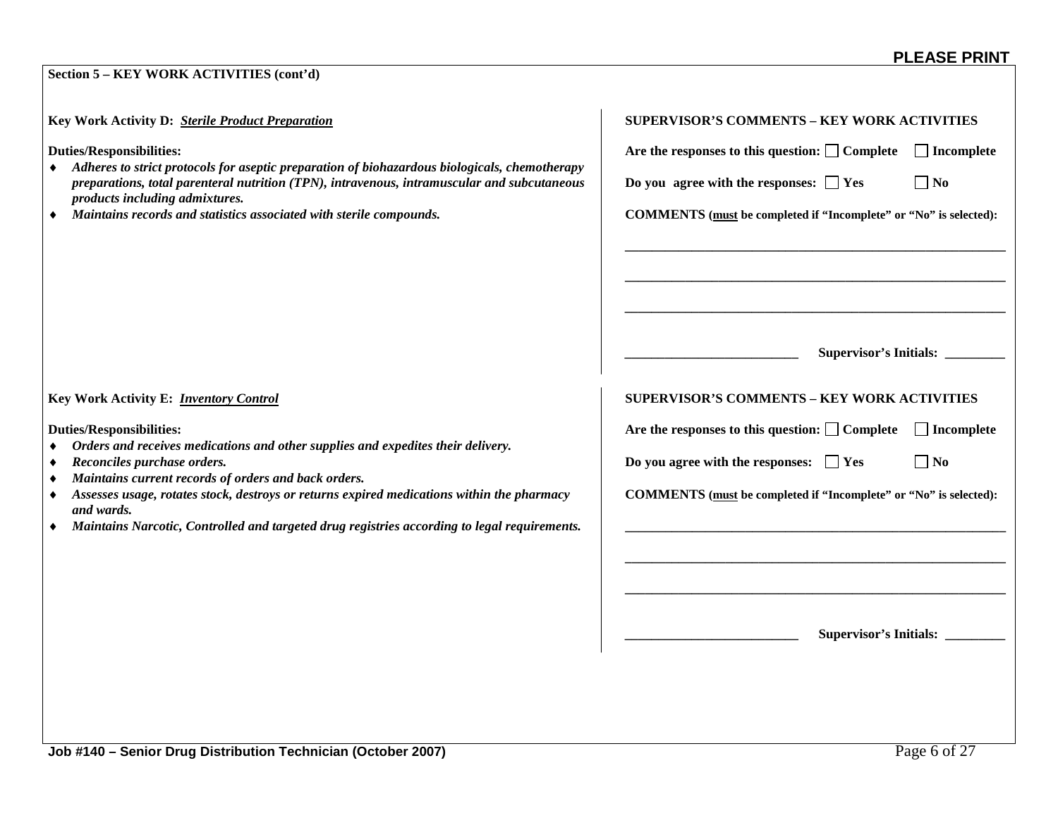**PLEASE PRINT**

**Section 5 – KEY WORK ACTIVITIES (cont'd)**

**Key Work Activity D:** ***Sterile Product Preparation***

**Duties/Responsibilities:**

- ***Adheres to strict protocols for aseptic preparation of biohazardous biologicals, chemotherapy preparations, total parenteral nutrition (TPN), intravenous, intramuscular and subcutaneous products including admixtures.***
- ***Maintains records and statistics associated with sterile compounds.***

**SUPERVISOR'S COMMENTS – KEY WORK ACTIVITIES**

**Are the responses to this question:** ☐ **Complete** ☐ **Incomplete**

**Do you agree with the responses:** ☐ **Yes** ☐ **No**

**COMMENTS (must be completed if "Incomplete" or "No" is selected):**

\_\_\_\_\_\_\_\_\_\_\_\_\_\_\_\_\_\_\_\_\_\_\_\_\_\_\_\_\_\_\_\_\_\_\_\_\_\_\_\_\_\_\_\_\_\_\_\_\_\_\_\_\_\_\_\_

\_\_\_\_\_\_\_\_\_\_\_\_\_\_\_\_\_\_\_\_\_\_\_\_\_\_\_\_\_\_\_\_\_\_\_\_\_\_\_\_\_\_\_\_\_\_\_\_\_\_\_\_\_\_\_\_

\_\_\_\_\_\_\_\_\_\_\_\_\_\_\_\_\_\_\_\_\_\_\_\_\_\_\_\_\_\_\_\_\_\_\_\_\_\_\_\_\_\_\_\_\_\_\_\_\_\_\_\_\_\_\_\_

\_\_\_\_\_\_\_\_\_\_\_\_\_\_\_\_\_\_\_\_\_\_\_\_\_\_ **Supervisor's Initials:** \_\_\_\_\_\_\_\_\_

**Key Work Activity E:** ***Inventory Control***

**Duties/Responsibilities:**

- ***Orders and receives medications and other supplies and expedites their delivery.***
- ***Reconciles purchase orders.***
- ***Maintains current records of orders and back orders.***
- ***Assesses usage, rotates stock, destroys or returns expired medications within the pharmacy and wards.***
- ***Maintains Narcotic, Controlled and targeted drug registries according to legal requirements.***

**SUPERVISOR'S COMMENTS – KEY WORK ACTIVITIES**

**Are the responses to this question:** ☐ **Complete** ☐ **Incomplete**

**Do you agree with the responses:** ☐ **Yes** ☐ **No**

**COMMENTS (must be completed if "Incomplete" or "No" is selected):**

\_\_\_\_\_\_\_\_\_\_\_\_\_\_\_\_\_\_\_\_\_\_\_\_\_\_\_\_\_\_\_\_\_\_\_\_\_\_\_\_\_\_\_\_\_\_\_\_\_\_\_\_\_\_\_\_

\_\_\_\_\_\_\_\_\_\_\_\_\_\_\_\_\_\_\_\_\_\_\_\_\_\_\_\_\_\_\_\_\_\_\_\_\_\_\_\_\_\_\_\_\_\_\_\_\_\_\_\_\_\_\_\_

\_\_\_\_\_\_\_\_\_\_\_\_\_\_\_\_\_\_\_\_\_\_\_\_\_\_\_\_\_\_\_\_\_\_\_\_\_\_\_\_\_\_\_\_\_\_\_\_\_\_\_\_\_\_\_\_

\_\_\_\_\_\_\_\_\_\_\_\_\_\_\_\_\_\_\_\_\_\_\_\_\_\_ **Supervisor's Initials:** \_\_\_\_\_\_\_\_\_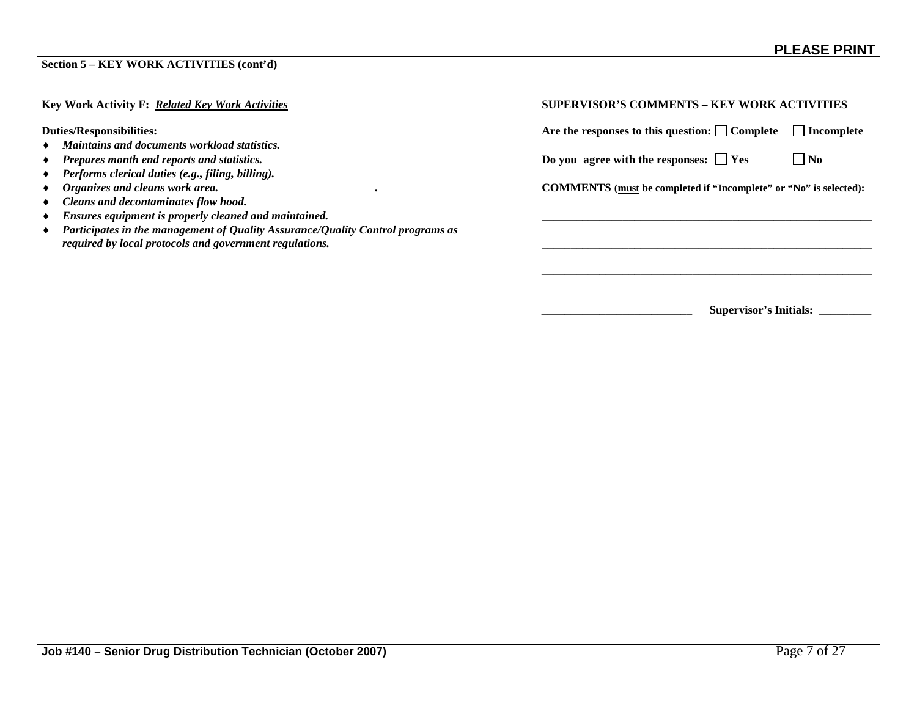**PLEASE PRINT**

**Section 5 – KEY WORK ACTIVITIES (cont'd)**

**Key Work Activity F:** ***Related Key Work Activities***

**Duties/Responsibilities:**

- ***Maintains and documents workload statistics.***
- ***Prepares month end reports and statistics.***
- ***Performs clerical duties (e.g., filing, billing).***
- ***Organizes and cleans work area.***
- ***Cleans and decontaminates flow hood.***
- ***Ensures equipment is properly cleaned and maintained.***
- ***Participates in the management of Quality Assurance/Quality Control programs as required by local protocols and government regulations.***

**SUPERVISOR'S COMMENTS – KEY WORK ACTIVITIES**

**Are the responses to this question:** ☐ **Complete** ☐ **Incomplete**

**Do you agree with the responses:** ☐ **Yes** ☐ **No**

**COMMENTS (must be completed if "Incomplete" or "No" is selected):**

\_\_\_\_\_\_\_\_\_\_\_\_\_\_\_\_\_\_\_\_\_\_\_\_\_\_\_\_\_\_\_\_\_\_\_\_\_\_\_\_\_\_\_\_\_\_\_\_\_\_\_\_\_\_\_\_

\_\_\_\_\_\_\_\_\_\_\_\_\_\_\_\_\_\_\_\_\_\_\_\_\_\_\_\_\_\_\_\_\_\_\_\_\_\_\_\_\_\_\_\_\_\_\_\_\_\_\_\_\_\_\_\_

\_\_\_\_\_\_\_\_\_\_\_\_\_\_\_\_\_\_\_\_\_\_\_\_\_\_\_\_\_\_\_\_\_\_\_\_\_\_\_\_\_\_\_\_\_\_\_\_\_\_\_\_\_\_\_\_

\_\_\_\_\_\_\_\_\_\_\_\_\_\_\_\_\_\_\_\_\_\_\_\_\_\_ **Supervisor's Initials:** \_\_\_\_\_\_\_\_\_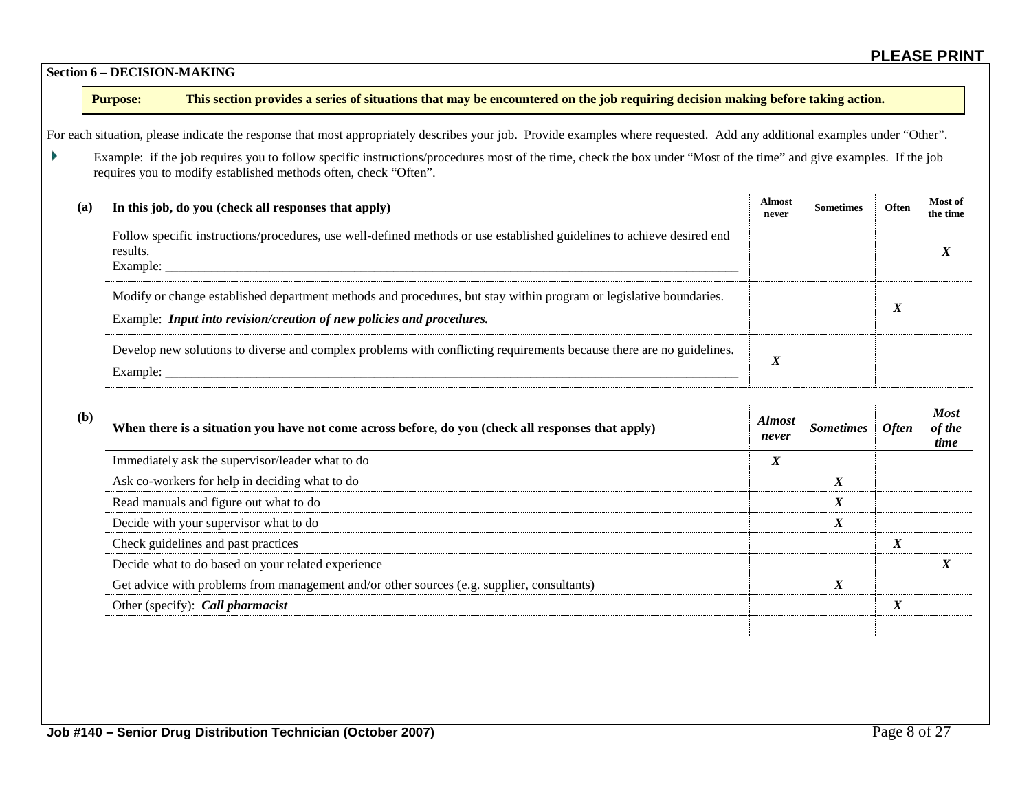**PLEASE PRINT**

## Section 6 – DECISION-MAKING

**Purpose:** **This section provides a series of situations that may be encountered on the job requiring decision making before taking action.**

For each situation, please indicate the response that most appropriately describes your job. Provide examples where requested. Add any additional examples under "Other".

- Example: if the job requires you to follow specific instructions/procedures most of the time, check the box under "Most of the time" and give examples. If the job requires you to modify established methods often, check "Often".

| (a) In this job, do you (check all responses that apply) | Almost never | Sometimes | Often | Most of the time |
|---|---|---|---|---|
| Follow specific instructions/procedures, use well-defined methods or use established guidelines to achieve desired end results.<br>Example: ___ | | | | ***X*** |
| Modify or change established department methods and procedures, but stay within program or legislative boundaries.<br>Example: ***Input into revision/creation of new policies and procedures.*** | | | ***X*** | |
| Develop new solutions to diverse and complex problems with conflicting requirements because there are no guidelines.<br>Example: ___ | ***X*** | | | |

| (b) When there is a situation you have not come across before, do you (check all responses that apply) | *Almost never* | *Sometimes* | *Often* | *Most of the time* |
|---|---|---|---|---|
| Immediately ask the supervisor/leader what to do | ***X*** | | | |
| Ask co-workers for help in deciding what to do | | ***X*** | | |
| Read manuals and figure out what to do | | ***X*** | | |
| Decide with your supervisor what to do | | ***X*** | | |
| Check guidelines and past practices | | | ***X*** | |
| Decide what to do based on your related experience | | | | ***X*** |
| Get advice with problems from management and/or other sources (e.g. supplier, consultants) | | ***X*** | | |
| Other (specify): ***Call pharmacist*** | | | ***X*** | |
| | | | | |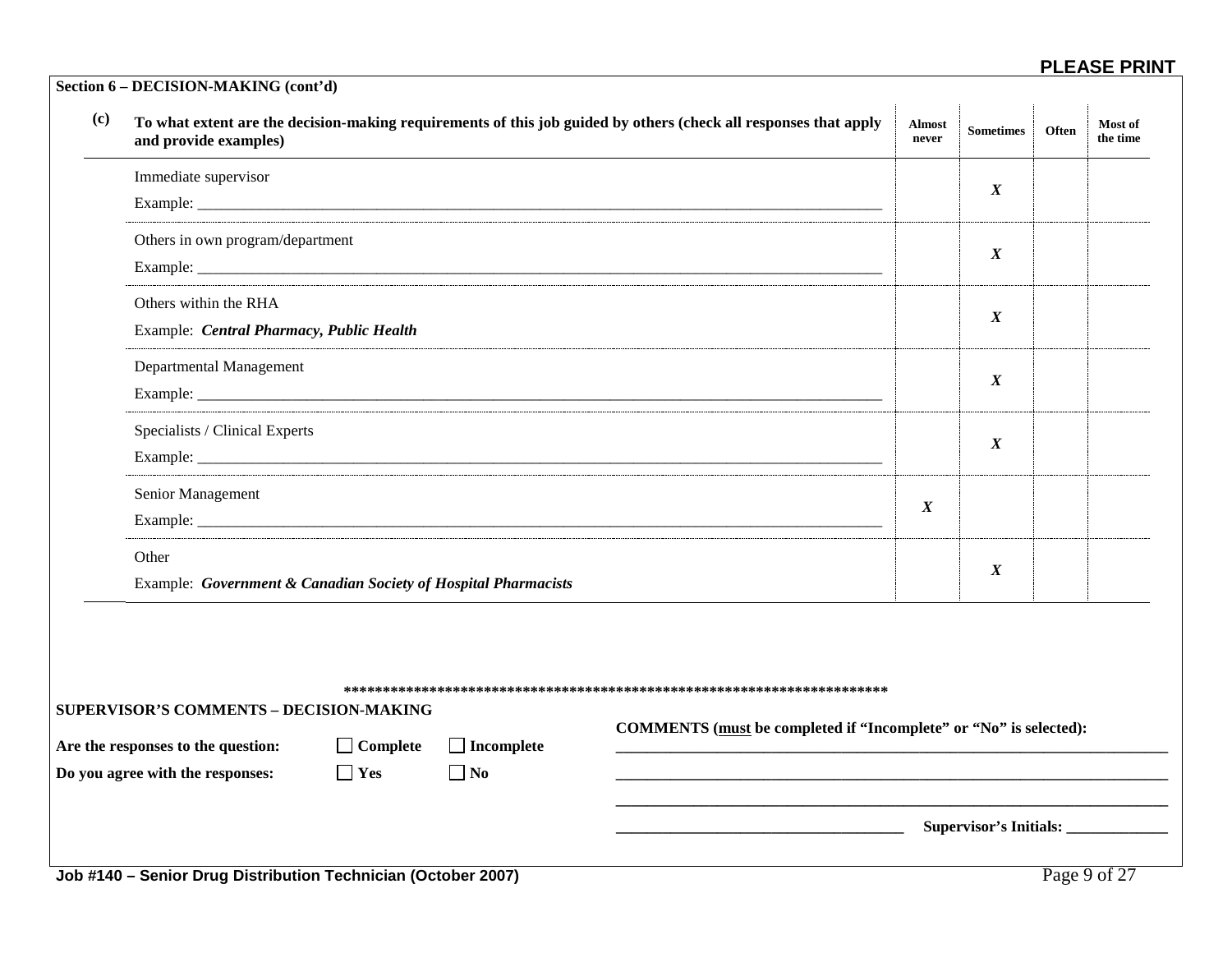PLEASE PRINT

**Section 6 – DECISION-MAKING (cont'd)**

**(c)** **To what extent are the decision-making requirements of this job guided by others (check all responses that apply and provide examples)**

| | Almost never | Sometimes | Often | Most of the time |
|---|---|---|---|---|
| Immediate supervisor<br>Example: ____________ | | ***X*** | | |
| Others in own program/department<br>Example: ____________ | | ***X*** | | |
| Others within the RHA<br>Example: ***Central Pharmacy, Public Health*** | | ***X*** | | |
| Departmental Management<br>Example: ____________ | | ***X*** | | |
| Specialists / Clinical Experts<br>Example: ____________ | | ***X*** | | |
| Senior Management<br>Example: ____________ | ***X*** | | | |
| Other<br>Example: ***Government & Canadian Society of Hospital Pharmacists*** | | ***X*** | | |

**************************************************************************

**SUPERVISOR'S COMMENTS – DECISION-MAKING**

**Are the responses to the question:** ☐ **Complete** ☐ **Incomplete**

**Do you agree with the responses:** ☐ **Yes** ☐ **No**

**COMMENTS (must be completed if "Incomplete" or "No" is selected):**

______________________________________________

______________________________________________

______________________________________________

______________________ **Supervisor's Initials:** ____________

**Job #140 – Senior Drug Distribution Technician (October 2007)**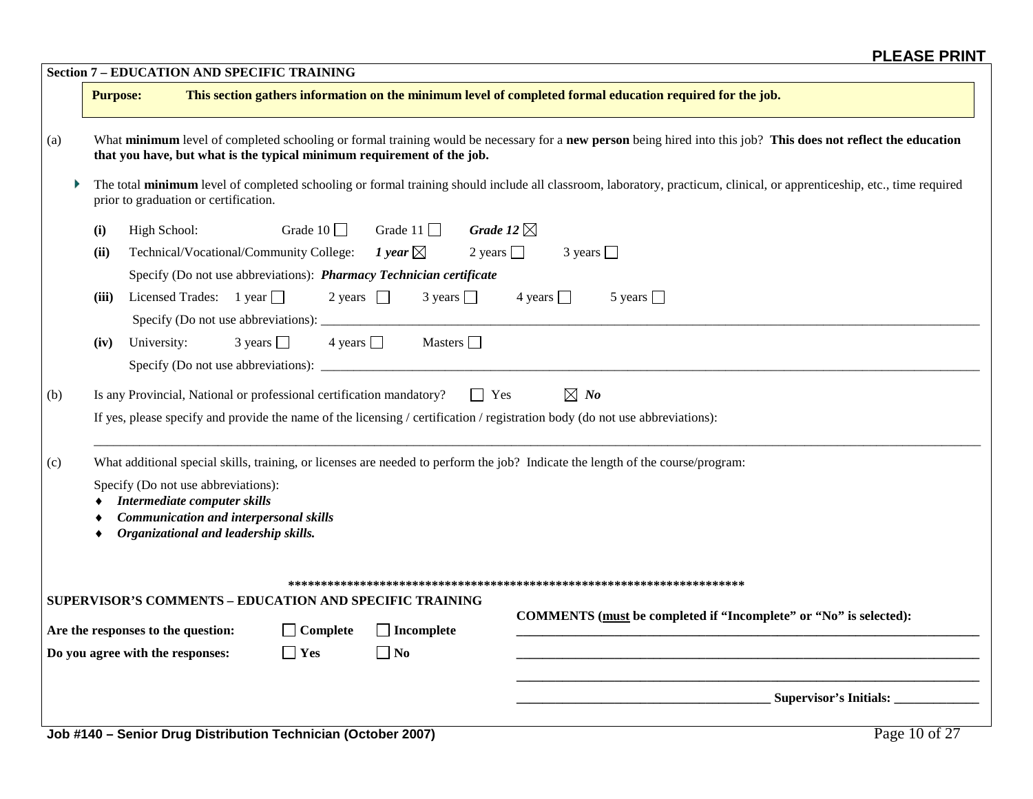**PLEASE PRINT**

## Section 7 – EDUCATION AND SPECIFIC TRAINING

**Purpose:** **This section gathers information on the minimum level of completed formal education required for the job.**

(a) What **minimum** level of completed schooling or formal training would be necessary for a **new person** being hired into this job? **This does not reflect the education that you have, but what is the typical minimum requirement of the job.**

- The total **minimum** level of completed schooling or formal training should include all classroom, laboratory, practicum, clinical, or apprenticeship, etc., time required prior to graduation or certification.

**(i)** High School: Grade 10 ☐ Grade 11 ☐ ***Grade 12*** ☒

**(ii)** Technical/Vocational/Community College: ***1 year*** ☒ 2 years ☐ 3 years ☐

Specify (Do not use abbreviations): ***Pharmacy Technician certificate***

**(iii)** Licensed Trades: 1 year ☐ 2 years ☐ 3 years ☐ 4 years ☐ 5 years ☐

Specify (Do not use abbreviations): ____________________

**(iv)** University: 3 years ☐ 4 years ☐ Masters ☐

Specify (Do not use abbreviations): ____________________

(b) Is any Provincial, National or professional certification mandatory? ☐ Yes ☒ ***No***

If yes, please specify and provide the name of the licensing / certification / registration body (do not use abbreviations):

____________________

(c) What additional special skills, training, or licenses are needed to perform the job? Indicate the length of the course/program:

Specify (Do not use abbreviations):

- ***Intermediate computer skills***
- ***Communication and interpersonal skills***
- ***Organizational and leadership skills.***

\*\*\*\*\*\*\*\*\*\*\*\*\*\*\*\*\*\*\*\*\*\*\*\*\*\*\*\*\*\*\*\*\*\*\*\*\*\*\*\*\*\*\*\*\*\*\*\*\*\*\*\*\*\*\*\*\*\*\*\*\*\*\*\*\*\*\*\*\*\*\*\*

**SUPERVISOR'S COMMENTS – EDUCATION AND SPECIFIC TRAINING**

**Are the responses to the question:** ☐ **Complete** ☐ **Incomplete**

**Do you agree with the responses:** ☐ **Yes** ☐ **No**

**COMMENTS (must be completed if "Incomplete" or "No" is selected):**

____________________

____________________

____________________

____________________ **Supervisor's Initials:** ____________

**Job #140 – Senior Drug Distribution Technician (October 2007)**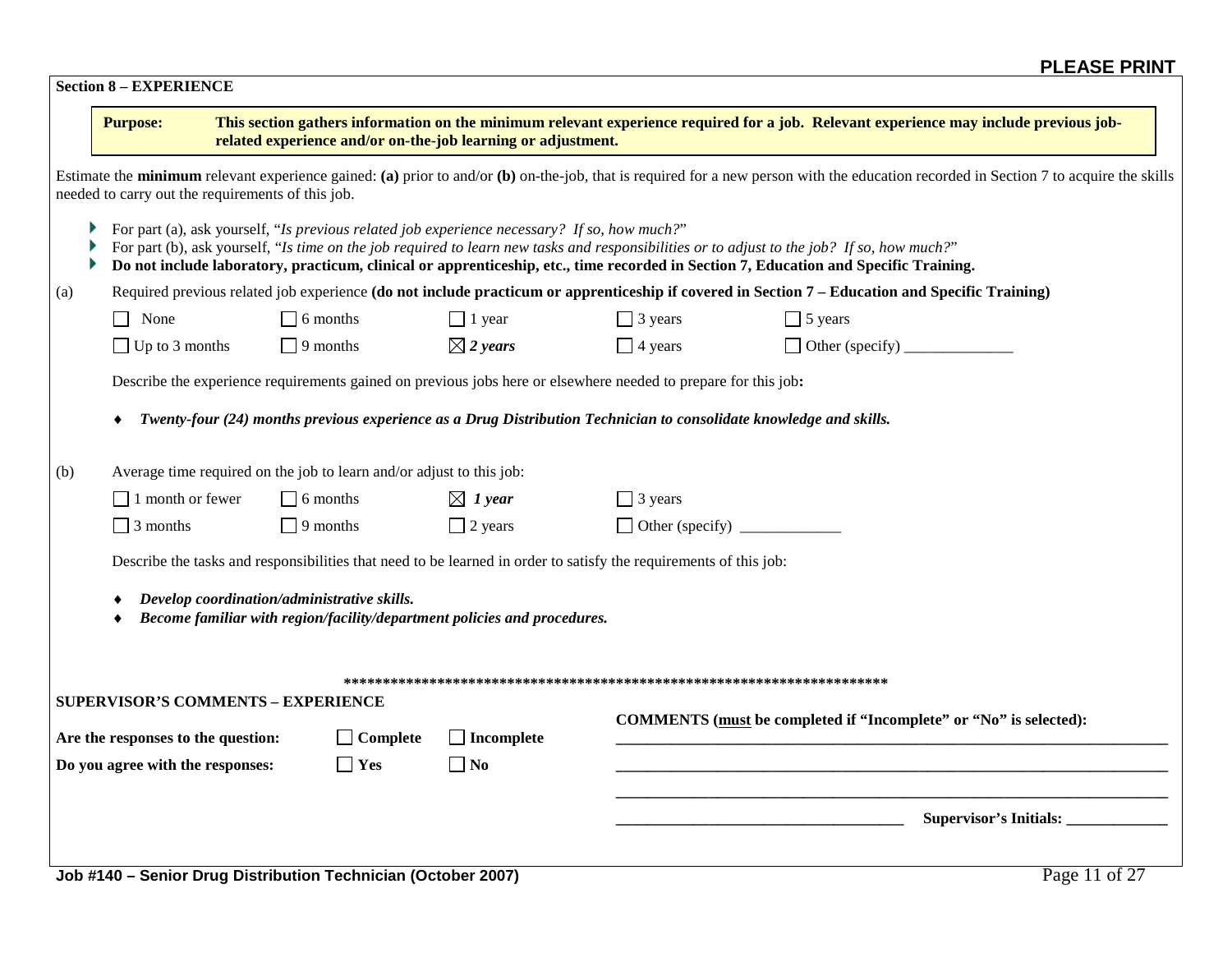**PLEASE PRINT**

## Section 8 – EXPERIENCE

**Purpose:** **This section gathers information on the minimum relevant experience required for a job. Relevant experience may include previous job-related experience and/or on-the-job learning or adjustment.**

Estimate the **minimum** relevant experience gained: **(a)** prior to and/or **(b)** on-the-job, that is required for a new person with the education recorded in Section 7 to acquire the skills needed to carry out the requirements of this job.

- For part (a), ask yourself, "*Is previous related job experience necessary? If so, how much?*"
- For part (b), ask yourself, "*Is time on the job required to learn new tasks and responsibilities or to adjust to the job? If so, how much?*"
- **Do not include laboratory, practicum, clinical or apprenticeship, etc., time recorded in Section 7, Education and Specific Training.**

(a) Required previous related job experience **(do not include practicum or apprenticeship if covered in Section 7 – Education and Specific Training)**

| | | | | |
|---|---|---|---|---|
| ☐ None | ☐ 6 months | ☐ 1 year | ☐ 3 years | ☐ 5 years |
| ☐ Up to 3 months | ☐ 9 months | ☒ ***2 years*** | ☐ 4 years | ☐ Other (specify) ______________ |

Describe the experience requirements gained on previous jobs here or elsewhere needed to prepare for this job**:**

- ***Twenty-four (24) months previous experience as a Drug Distribution Technician to consolidate knowledge and skills.***

(b) Average time required on the job to learn and/or adjust to this job:

| | | | |
|---|---|---|---|
| ☐ 1 month or fewer | ☐ 6 months | ☒ ***1 year*** | ☐ 3 years |
| ☐ 3 months | ☐ 9 months | ☐ 2 years | ☐ Other (specify) _____________ |

Describe the tasks and responsibilities that need to be learned in order to satisfy the requirements of this job:

- ***Develop coordination/administrative skills.***
- ***Become familiar with region/facility/department policies and procedures.***

**************************************************************************

**SUPERVISOR'S COMMENTS – EXPERIENCE**

**Are the responses to the question:** ☐ **Complete** ☐ **Incomplete**

**Do you agree with the responses:** ☐ **Yes** ☐ **No**

**COMMENTS (must be completed if "Incomplete" or "No" is selected):**

______________________________________________________________________________

______________________________________________________________________________

______________________________________________________________________________

____________________________________ **Supervisor's Initials:** _____________

**Job #140 – Senior Drug Distribution Technician (October 2007)**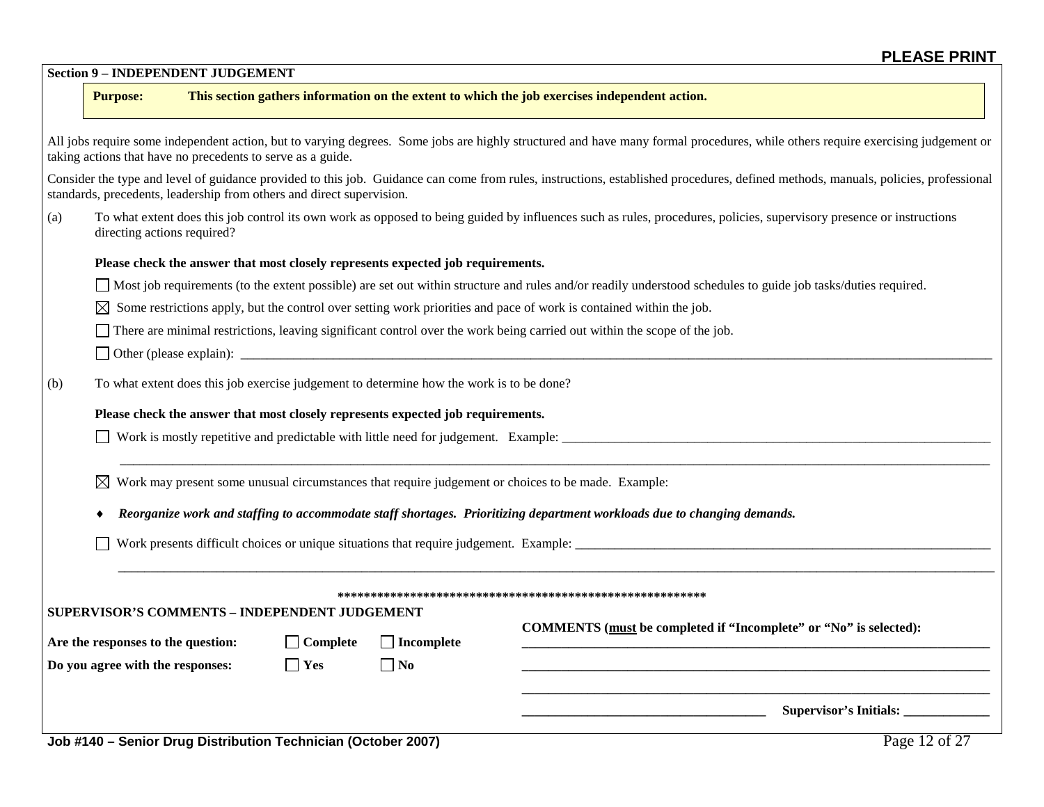**PLEASE PRINT**

## Section 9 – INDEPENDENT JUDGEMENT

**Purpose:** **This section gathers information on the extent to which the job exercises independent action.**

All jobs require some independent action, but to varying degrees. Some jobs are highly structured and have many formal procedures, while others require exercising judgement or taking actions that have no precedents to serve as a guide.

Consider the type and level of guidance provided to this job. Guidance can come from rules, instructions, established procedures, defined methods, manuals, policies, professional standards, precedents, leadership from others and direct supervision.

(a) To what extent does this job control its own work as opposed to being guided by influences such as rules, procedures, policies, supervisory presence or instructions directing actions required?

**Please check the answer that most closely represents expected job requirements.**

☐ Most job requirements (to the extent possible) are set out within structure and rules and/or readily understood schedules to guide job tasks/duties required.

☒ Some restrictions apply, but the control over setting work priorities and pace of work is contained within the job.

☐ There are minimal restrictions, leaving significant control over the work being carried out within the scope of the job.

☐ Other (please explain): ____________________________________________

(b) To what extent does this job exercise judgement to determine how the work is to be done?

**Please check the answer that most closely represents expected job requirements.**

☐ Work is mostly repetitive and predictable with little need for judgement. Example: ____________________________________________

☒ Work may present some unusual circumstances that require judgement or choices to be made. Example:

- ***Reorganize work and staffing to accommodate staff shortages. Prioritizing department workloads due to changing demands.***

☐ Work presents difficult choices or unique situations that require judgement. Example: ____________________________________________

\*\*\*\*\*\*\*\*\*\*\*\*\*\*\*\*\*\*\*\*\*\*\*\*\*\*\*\*\*\*\*\*\*\*\*\*\*\*\*\*\*\*\*\*\*\*\*\*\*\*\*\*\*\*\*\*\*\*

**SUPERVISOR'S COMMENTS – INDEPENDENT JUDGEMENT**

**Are the responses to the question:** ☐ **Complete** ☐ **Incomplete**

**Do you agree with the responses:** ☐ **Yes** ☐ **No**

**COMMENTS (must be completed if "Incomplete" or "No" is selected):**

____________________________________________

____________________________________________

____________________________________________

____________________________________________ **Supervisor's Initials:** ____________

**Job #140 – Senior Drug Distribution Technician (October 2007)**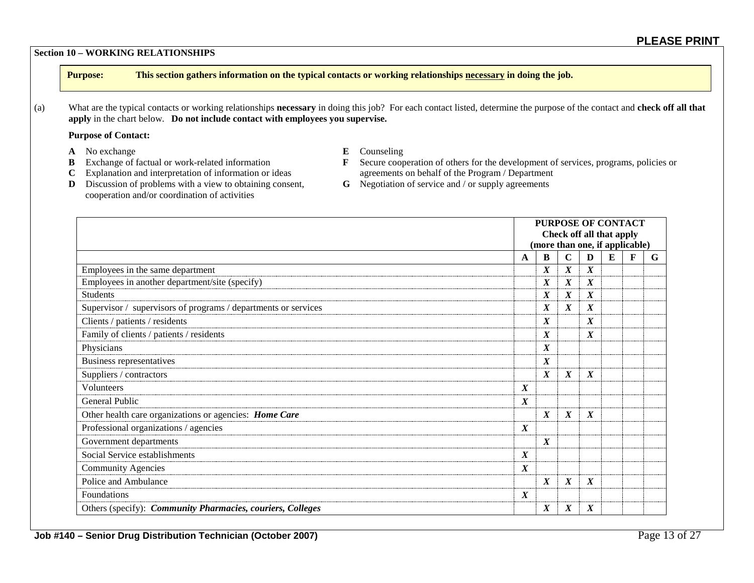**PLEASE PRINT**

**Section 10 – WORKING RELATIONSHIPS**

**Purpose:** **This section gathers information on the typical contacts or working relationships necessary in doing the job.**

(a) What are the typical contacts or working relationships **necessary** in doing this job? For each contact listed, determine the purpose of the contact and **check off all that apply** in the chart below. **Do not include contact with employees you supervise.**

**Purpose of Contact:**

- **A** No exchange
- **B** Exchange of factual or work-related information
- **C** Explanation and interpretation of information or ideas
- **D** Discussion of problems with a view to obtaining consent, cooperation and/or coordination of activities
- **E** Counseling
- **F** Secure cooperation of others for the development of services, programs, policies or agreements on behalf of the Program / Department
- **G** Negotiation of service and / or supply agreements

| | **PURPOSE OF CONTACT Check off all that apply (more than one, if applicable)** | | | | | | |
|---|---|---|---|---|---|---|---|
| | **A** | **B** | **C** | **D** | **E** | **F** | **G** |
| Employees in the same department | | ***X*** | ***X*** | ***X*** | | | |
| Employees in another department/site (specify) | | ***X*** | ***X*** | ***X*** | | | |
| Students | | ***X*** | ***X*** | ***X*** | | | |
| Supervisor / supervisors of programs / departments or services | | ***X*** | ***X*** | ***X*** | | | |
| Clients / patients / residents | | ***X*** | | ***X*** | | | |
| Family of clients / patients / residents | | ***X*** | | ***X*** | | | |
| Physicians | | ***X*** | | | | | |
| Business representatives | | ***X*** | | | | | |
| Suppliers / contractors | | ***X*** | ***X*** | ***X*** | | | |
| Volunteers | ***X*** | | | | | | |
| General Public | ***X*** | | | | | | |
| Other health care organizations or agencies: ***Home Care*** | | ***X*** | ***X*** | ***X*** | | | |
| Professional organizations / agencies | ***X*** | | | | | | |
| Government departments | | ***X*** | | | | | |
| Social Service establishments | ***X*** | | | | | | |
| Community Agencies | ***X*** | | | | | | |
| Police and Ambulance | | ***X*** | ***X*** | ***X*** | | | |
| Foundations | ***X*** | | | | | | |
| Others (specify): ***Community Pharmacies, couriers, Colleges*** | | ***X*** | ***X*** | ***X*** | | | |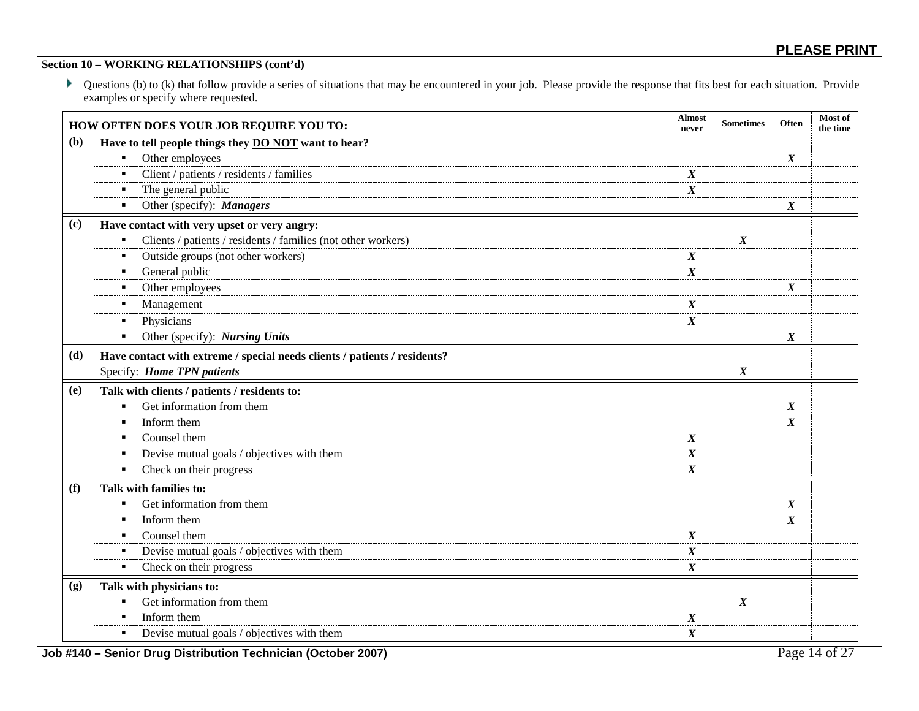**PLEASE PRINT**

**Section 10 – WORKING RELATIONSHIPS (cont'd)**

- Questions (b) to (k) that follow provide a series of situations that may be encountered in your job. Please provide the response that fits best for each situation. Provide examples or specify where requested.

| | HOW OFTEN DOES YOUR JOB REQUIRE YOU TO: | Almost never | Sometimes | Often | Most of the time |
|---|---|---|---|---|---|
| **(b)** | **Have to tell people things they DO NOT want to hear?** | | | | |
| | ▪ Other employees | | | ***X*** | |
| | ▪ Client / patients / residents / families | ***X*** | | | |
| | ▪ The general public | ***X*** | | | |
| | ▪ Other (specify): ***Managers*** | | | ***X*** | |
| **(c)** | **Have contact with very upset or very angry:** | | | | |
| | ▪ Clients / patients / residents / families (not other workers) | | ***X*** | | |
| | ▪ Outside groups (not other workers) | ***X*** | | | |
| | ▪ General public | ***X*** | | | |
| | ▪ Other employees | | | ***X*** | |
| | ▪ Management | ***X*** | | | |
| | ▪ Physicians | ***X*** | | | |
| | ▪ Other (specify): ***Nursing Units*** | | | ***X*** | |
| **(d)** | **Have contact with extreme / special needs clients / patients / residents?** | | | | |
| | Specify: ***Home TPN patients*** | | ***X*** | | |
| **(e)** | **Talk with clients / patients / residents to:** | | | | |
| | ▪ Get information from them | | | ***X*** | |
| | ▪ Inform them | | | ***X*** | |
| | ▪ Counsel them | ***X*** | | | |
| | ▪ Devise mutual goals / objectives with them | ***X*** | | | |
| | ▪ Check on their progress | ***X*** | | | |
| **(f)** | **Talk with families to:** | | | | |
| | ▪ Get information from them | | | ***X*** | |
| | ▪ Inform them | | | ***X*** | |
| | ▪ Counsel them | ***X*** | | | |
| | ▪ Devise mutual goals / objectives with them | ***X*** | | | |
| | ▪ Check on their progress | ***X*** | | | |
| **(g)** | **Talk with physicians to:** | | | | |
| | ▪ Get information from them | | ***X*** | | |
| | ▪ Inform them | ***X*** | | | |
| | ▪ Devise mutual goals / objectives with them | ***X*** | | | |

**Job #140 – Senior Drug Distribution Technician (October 2007)**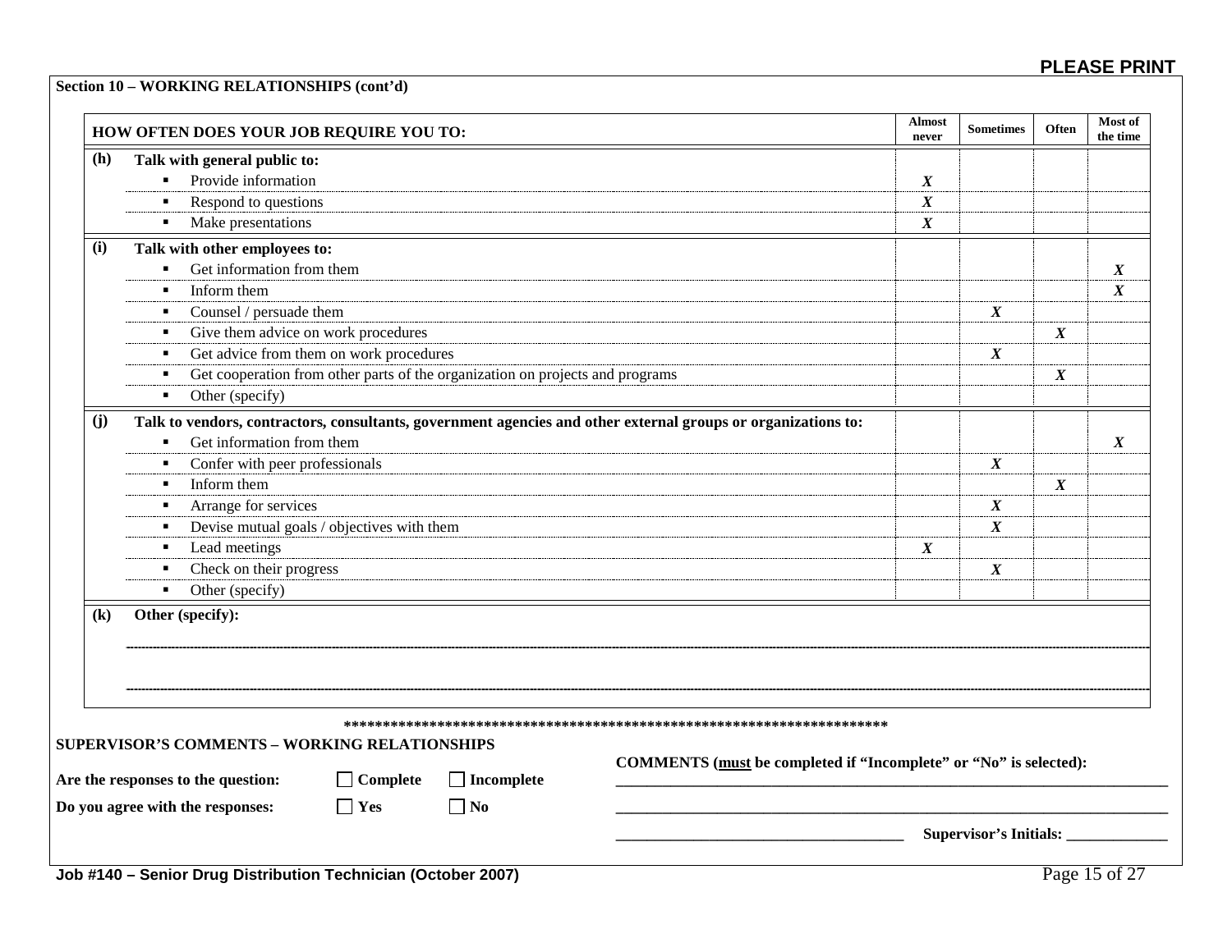**PLEASE PRINT**

## Section 10 – WORKING RELATIONSHIPS (cont'd)

| | HOW OFTEN DOES YOUR JOB REQUIRE YOU TO: | Almost never | Sometimes | Often | Most of the time |
|---|---|---|---|---|---|
| **(h)** | **Talk with general public to:** | | | | |
| | ▪ Provide information | *X* | | | |
| | ▪ Respond to questions | *X* | | | |
| | ▪ Make presentations | *X* | | | |
| **(i)** | **Talk with other employees to:** | | | | |
| | ▪ Get information from them | | | | *X* |
| | ▪ Inform them | | | | *X* |
| | ▪ Counsel / persuade them | | *X* | | |
| | ▪ Give them advice on work procedures | | | *X* | |
| | ▪ Get advice from them on work procedures | | *X* | | |
| | ▪ Get cooperation from other parts of the organization on projects and programs | | | *X* | |
| | ▪ Other (specify) | | | | |
| **(j)** | **Talk to vendors, contractors, consultants, government agencies and other external groups or organizations to:** | | | | |
| | ▪ Get information from them | | | | *X* |
| | ▪ Confer with peer professionals | | *X* | | |
| | ▪ Inform them | | | *X* | |
| | ▪ Arrange for services | | *X* | | |
| | ▪ Devise mutual goals / objectives with them | | *X* | | |
| | ▪ Lead meetings | *X* | | | |
| | ▪ Check on their progress | | *X* | | |
| | ▪ Other (specify) | | | | |
| **(k)** | **Other (specify):** | | | | |

**********************************************************************

**SUPERVISOR'S COMMENTS – WORKING RELATIONSHIPS**

**Are the responses to the question:** ☐ **Complete** ☐ **Incomplete**

**Do you agree with the responses:** ☐ **Yes** ☐ **No**

**COMMENTS (must be completed if "Incomplete" or "No" is selected):**

______________________________________________________________________________

______________________________________________________________________________

______________________________________ **Supervisor's Initials:** _____________

**Job #140 – Senior Drug Distribution Technician (October 2007)**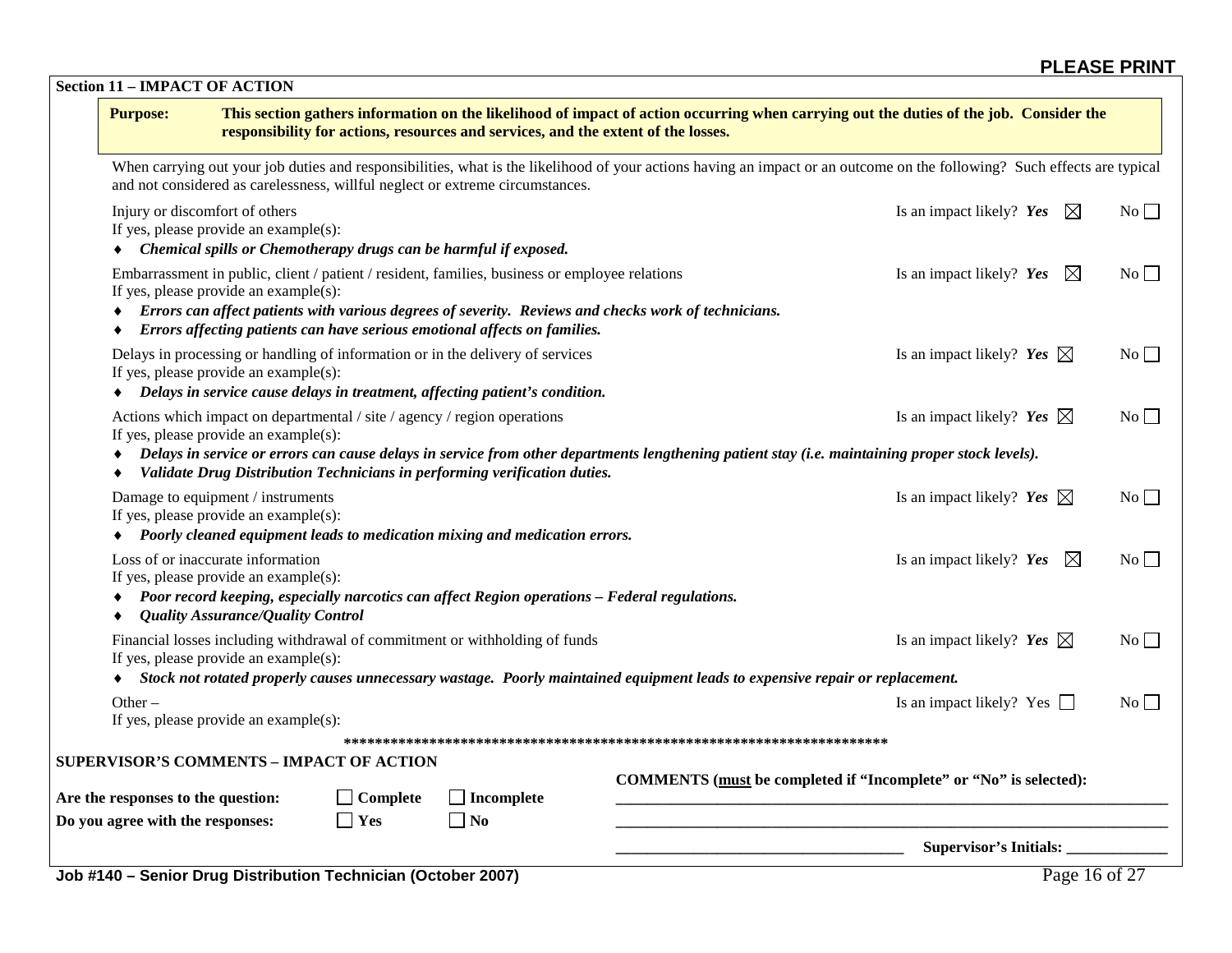**PLEASE PRINT**

## Section 11 – IMPACT OF ACTION

**Purpose:** **This section gathers information on the likelihood of impact of action occurring when carrying out the duties of the job. Consider the responsibility for actions, resources and services, and the extent of the losses.**

When carrying out your job duties and responsibilities, what is the likelihood of your actions having an impact or an outcome on the following? Such effects are typical and not considered as carelessness, willful neglect or extreme circumstances.

Injury or discomfort of others — Is an impact likely? ***Yes*** ☒ No ☐

If yes, please provide an example(s):

- ***Chemical spills or Chemotherapy drugs can be harmful if exposed.***

Embarrassment in public, client / patient / resident, families, business or employee relations — Is an impact likely? ***Yes*** ☒ No ☐

If yes, please provide an example(s):

- ***Errors can affect patients with various degrees of severity. Reviews and checks work of technicians.***
- ***Errors affecting patients can have serious emotional affects on families.***

Delays in processing or handling of information or in the delivery of services — Is an impact likely? ***Yes*** ☒ No ☐

If yes, please provide an example(s):

- ***Delays in service cause delays in treatment, affecting patient's condition.***

Actions which impact on departmental / site / agency / region operations — Is an impact likely? ***Yes*** ☒ No ☐

If yes, please provide an example(s):

- ***Delays in service or errors can cause delays in service from other departments lengthening patient stay (i.e. maintaining proper stock levels).***
- ***Validate Drug Distribution Technicians in performing verification duties.***

Damage to equipment / instruments — Is an impact likely? ***Yes*** ☒ No ☐

If yes, please provide an example(s):

- ***Poorly cleaned equipment leads to medication mixing and medication errors.***

Loss of or inaccurate information — Is an impact likely? ***Yes*** ☒ No ☐

If yes, please provide an example(s):

- ***Poor record keeping, especially narcotics can affect Region operations – Federal regulations.***
- ***Quality Assurance/Quality Control***

Financial losses including withdrawal of commitment or withholding of funds — Is an impact likely? ***Yes*** ☒ No ☐

If yes, please provide an example(s):

- ***Stock not rotated properly causes unnecessary wastage. Poorly maintained equipment leads to expensive repair or replacement.***

Other – — Is an impact likely? Yes ☐ No ☐

If yes, please provide an example(s):

**************************************************************************

### SUPERVISOR'S COMMENTS – IMPACT OF ACTION

**Are the responses to the question:** ☐ **Complete** ☐ **Incomplete**

**Do you agree with the responses:** ☐ **Yes** ☐ **No**

**COMMENTS (must be completed if "Incomplete" or "No" is selected):**

______________________________________________________________________

______________________________________________________________________

____________________________________ **Supervisor's Initials:** _____________

**Job #140 – Senior Drug Distribution Technician (October 2007)**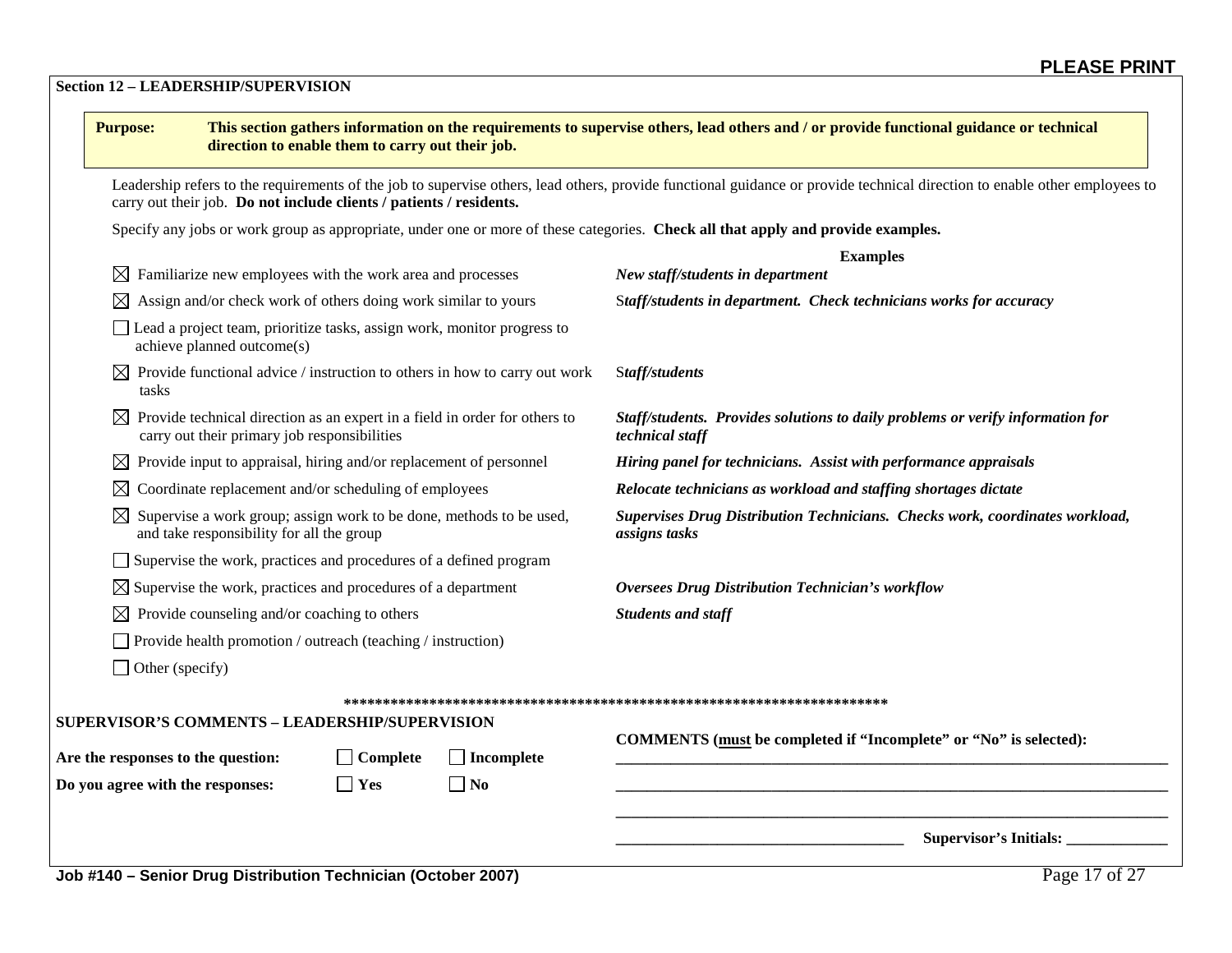**PLEASE PRINT**

## Section 12 – LEADERSHIP/SUPERVISION

**Purpose:** **This section gathers information on the requirements to supervise others, lead others and / or provide functional guidance or technical direction to enable them to carry out their job.**

Leadership refers to the requirements of the job to supervise others, lead others, provide functional guidance or provide technical direction to enable other employees to carry out their job. **Do not include clients / patients / residents.**

Specify any jobs or work group as appropriate, under one or more of these categories. **Check all that apply and provide examples.**

| | **Examples** |
|---|---|
| ☒ Familiarize new employees with the work area and processes | ***New staff/students in department*** |
| ☒ Assign and/or check work of others doing work similar to yours | S***taff/students in department. Check technicians works for accuracy*** |
| ☐ Lead a project team, prioritize tasks, assign work, monitor progress to achieve planned outcome(s) | |
| ☒ Provide functional advice / instruction to others in how to carry out work tasks | S***taff/students*** |
| ☒ Provide technical direction as an expert in a field in order for others to carry out their primary job responsibilities | ***Staff/students. Provides solutions to daily problems or verify information for technical staff*** |
| ☒ Provide input to appraisal, hiring and/or replacement of personnel | ***Hiring panel for technicians. Assist with performance appraisals*** |
| ☒ Coordinate replacement and/or scheduling of employees | ***Relocate technicians as workload and staffing shortages dictate*** |
| ☒ Supervise a work group; assign work to be done, methods to be used, and take responsibility for all the group | ***Supervises Drug Distribution Technicians. Checks work, coordinates workload, assigns tasks*** |
| ☐ Supervise the work, practices and procedures of a defined program | |
| ☒ Supervise the work, practices and procedures of a department | ***Oversees Drug Distribution Technician's workflow*** |
| ☒ Provide counseling and/or coaching to others | ***Students and staff*** |
| ☐ Provide health promotion / outreach (teaching / instruction) | |
| ☐ Other (specify) | |

**************************************************************************

**SUPERVISOR'S COMMENTS – LEADERSHIP/SUPERVISION**

**Are the responses to the question:** ☐ **Complete** ☐ **Incomplete**

**Do you agree with the responses:** ☐ **Yes** ☐ **No**

**COMMENTS (must be completed if "Incomplete" or "No" is selected):**

___________________________________________________________________________

___________________________________________________________________________

___________________________________________________________________________

____________________________________ **Supervisor's Initials:** _____________

**Job #140 – Senior Drug Distribution Technician (October 2007)**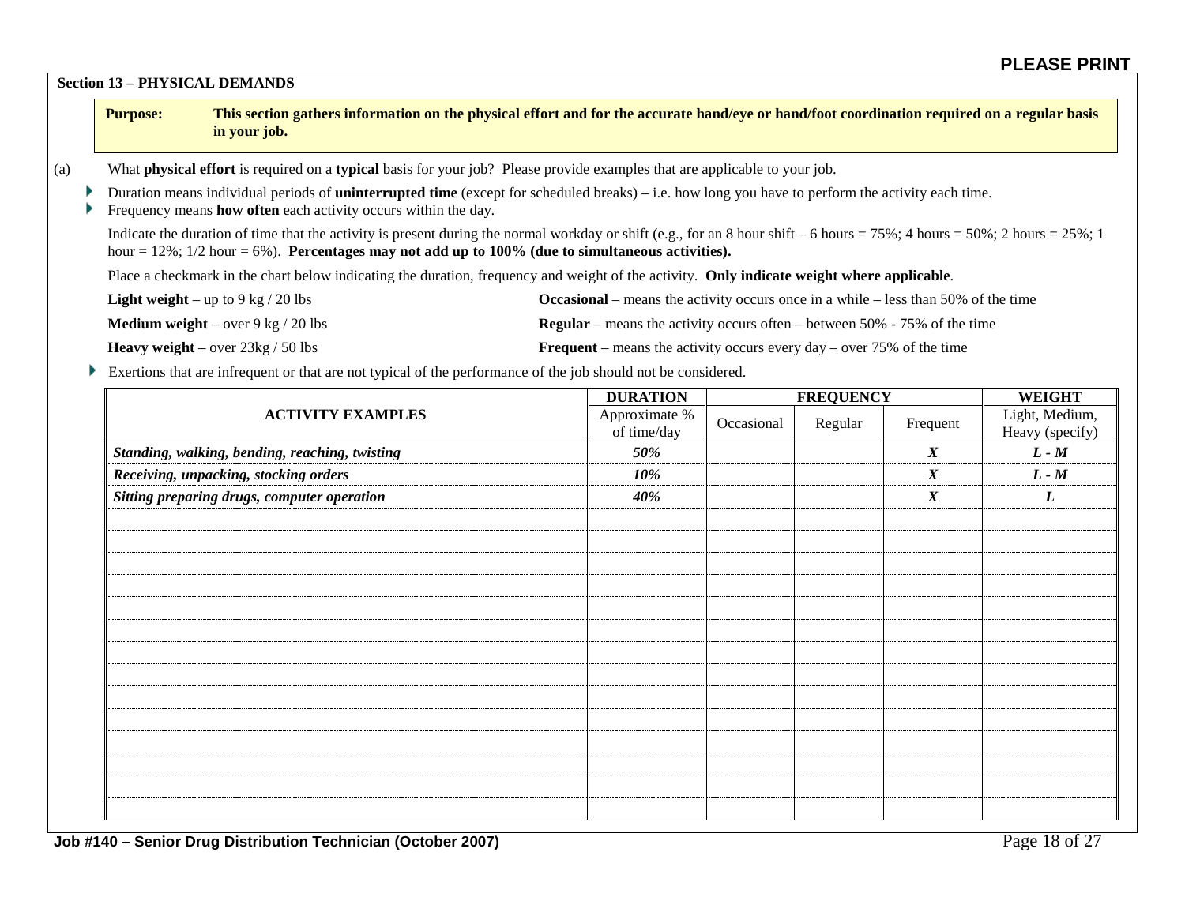**PLEASE PRINT**

### Section 13 – PHYSICAL DEMANDS

**Purpose:** **This section gathers information on the physical effort and for the accurate hand/eye or hand/foot coordination required on a regular basis in your job.**

(a) What **physical effort** is required on a **typical** basis for your job? Please provide examples that are applicable to your job.

- Duration means individual periods of **uninterrupted time** (except for scheduled breaks) – i.e. how long you have to perform the activity each time.
- Frequency means **how often** each activity occurs within the day.

Indicate the duration of time that the activity is present during the normal workday or shift (e.g., for an 8 hour shift – 6 hours = 75%; 4 hours = 50%; 2 hours = 25%; 1 hour = 12%; 1/2 hour = 6%). **Percentages may not add up to 100% (due to simultaneous activities).**

Place a checkmark in the chart below indicating the duration, frequency and weight of the activity. **Only indicate weight where applicable**.

**Light weight** – up to 9 kg / 20 lbs

**Medium weight** – over 9 kg / 20 lbs

**Heavy weight** – over 23kg / 50 lbs

**Occasional** – means the activity occurs once in a while – less than 50% of the time

**Regular** – means the activity occurs often – between 50% - 75% of the time

**Frequent** – means the activity occurs every day – over 75% of the time

- Exertions that are infrequent or that are not typical of the performance of the job should not be considered.

| ACTIVITY EXAMPLES | DURATION | FREQUENCY | | | WEIGHT |
|---|---|---|---|---|---|
| | Approximate % of time/day | Occasional | Regular | Frequent | Light, Medium, Heavy (specify) |
| ***Standing, walking, bending, reaching, twisting*** | ***50%*** | | | ***X*** | ***L - M*** |
| ***Receiving, unpacking, stocking orders*** | ***10%*** | | | ***X*** | ***L - M*** |
| ***Sitting preparing drugs, computer operation*** | ***40%*** | | | ***X*** | ***L*** |
| | | | | | |
| | | | | | |
| | | | | | |
| | | | | | |
| | | | | | |
| | | | | | |
| | | | | | |
| | | | | | |
| | | | | | |
| | | | | | |
| | | | | | |
| | | | | | |
| | | | | | |
| | | | | | |

**Job #140 – Senior Drug Distribution Technician (October 2007)**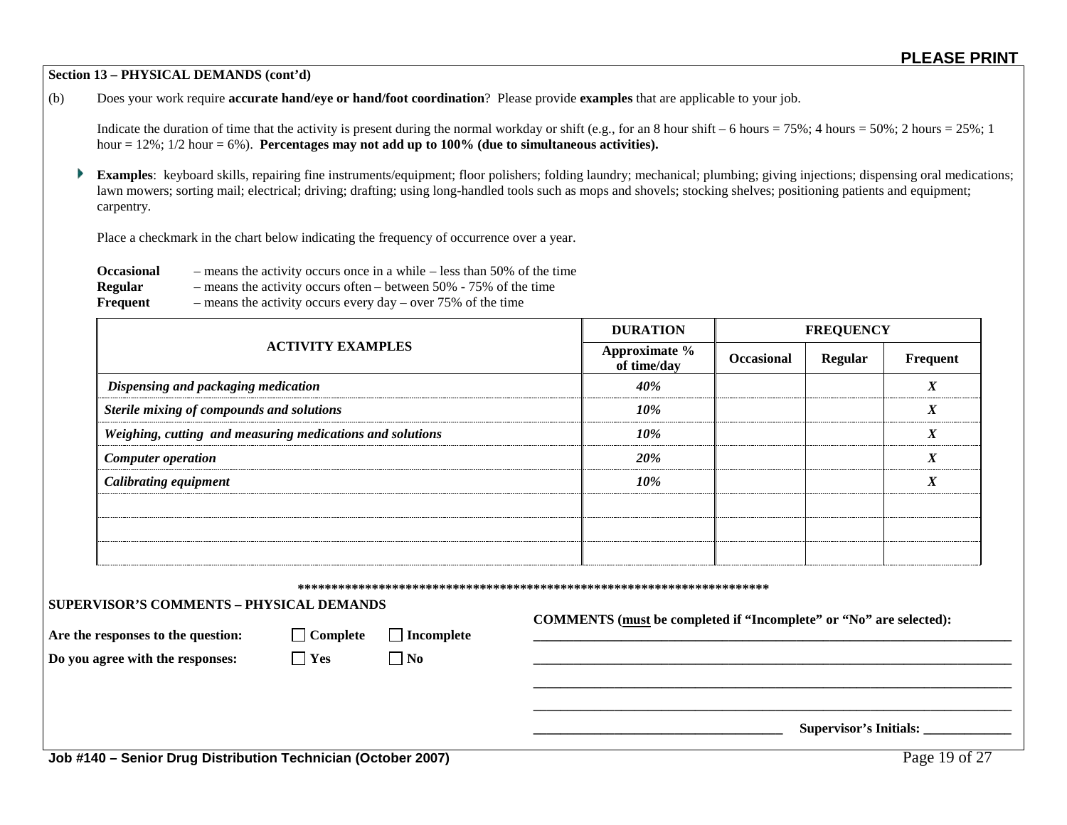**PLEASE PRINT**

**Section 13 – PHYSICAL DEMANDS (cont'd)**

(b) Does your work require **accurate hand/eye or hand/foot coordination**? Please provide **examples** that are applicable to your job.

Indicate the duration of time that the activity is present during the normal workday or shift (e.g., for an 8 hour shift – 6 hours = 75%; 4 hours = 50%; 2 hours = 25%; 1 hour = 12%; 1/2 hour = 6%). **Percentages may not add up to 100% (due to simultaneous activities).**

- **Examples**: keyboard skills, repairing fine instruments/equipment; floor polishers; folding laundry; mechanical; plumbing; giving injections; dispensing oral medications; lawn mowers; sorting mail; electrical; driving; drafting; using long-handled tools such as mops and shovels; stocking shelves; positioning patients and equipment; carpentry.

Place a checkmark in the chart below indicating the frequency of occurrence over a year.

**Occasional** – means the activity occurs once in a while – less than 50% of the time
**Regular** – means the activity occurs often – between 50% - 75% of the time
**Frequent** – means the activity occurs every day – over 75% of the time

| ACTIVITY EXAMPLES | DURATION | FREQUENCY | | |
|---|---|---|---|---|
| | Approximate % of time/day | Occasional | Regular | Frequent |
| *Dispensing and packaging medication* | *40%* | | | *X* |
| *Sterile mixing of compounds and solutions* | *10%* | | | *X* |
| *Weighing, cutting and measuring medications and solutions* | *10%* | | | *X* |
| *Computer operation* | *20%* | | | *X* |
| *Calibrating equipment* | *10%* | | | *X* |
| | | | | |
| | | | | |
| | | | | |

**********************************************************************

**SUPERVISOR'S COMMENTS – PHYSICAL DEMANDS**

**Are the responses to the question:** ☐ **Complete** ☐ **Incomplete**

**Do you agree with the responses:** ☐ **Yes** ☐ **No**

**COMMENTS (must be completed if "Incomplete" or "No" are selected):**

___________________________________________________________________________

___________________________________________________________________________

___________________________________________________________________________

___________________________________________________________________________

_____________________________________ **Supervisor's Initials:** _____________

**Job #140 – Senior Drug Distribution Technician (October 2007)**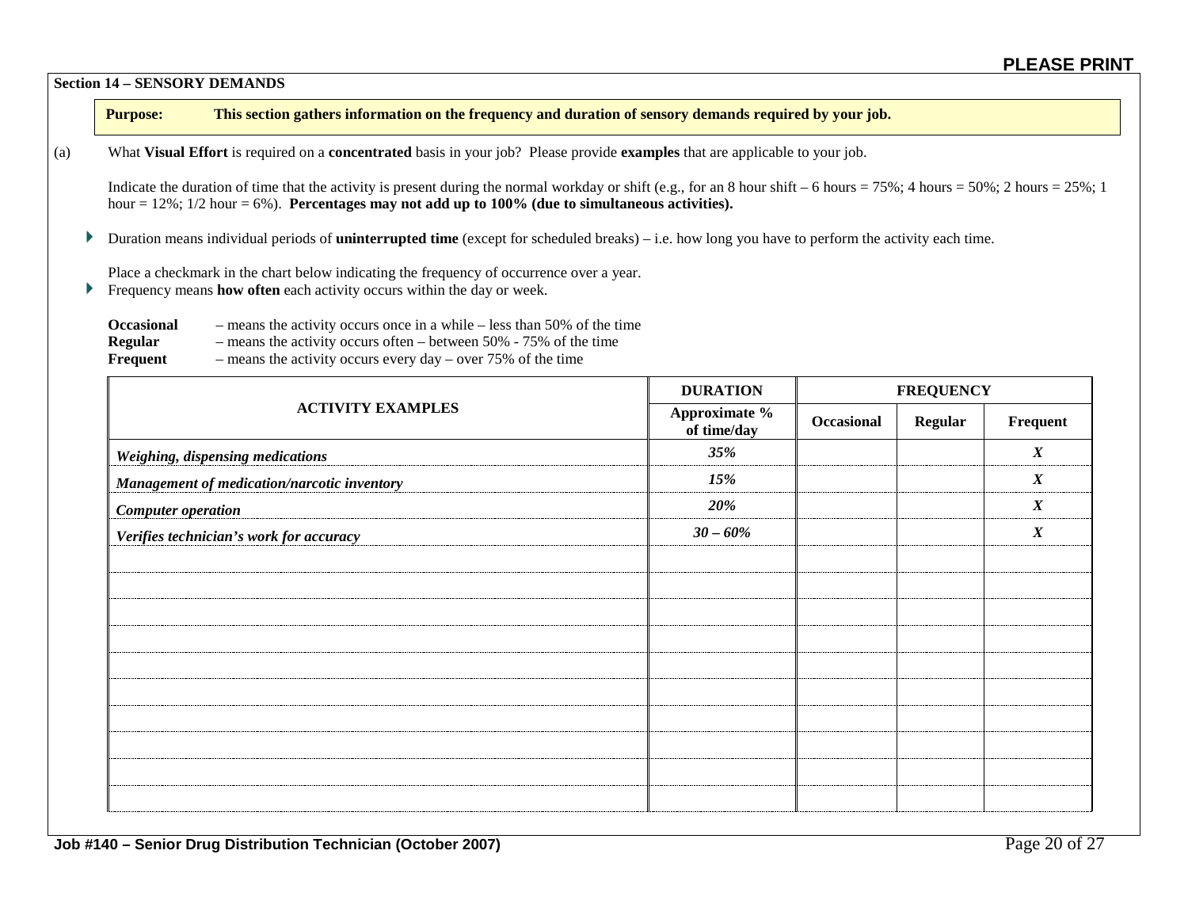**PLEASE PRINT**

## Section 14 – SENSORY DEMANDS

**Purpose: This section gathers information on the frequency and duration of sensory demands required by your job.**

(a) What **Visual Effort** is required on a **concentrated** basis in your job? Please provide **examples** that are applicable to your job.

Indicate the duration of time that the activity is present during the normal workday or shift (e.g., for an 8 hour shift – 6 hours = 75%; 4 hours = 50%; 2 hours = 25%; 1 hour = 12%; 1/2 hour = 6%). **Percentages may not add up to 100% (due to simultaneous activities).**

- Duration means individual periods of **uninterrupted time** (except for scheduled breaks) – i.e. how long you have to perform the activity each time.

Place a checkmark in the chart below indicating the frequency of occurrence over a year.

- Frequency means **how often** each activity occurs within the day or week.

**Occasional** – means the activity occurs once in a while – less than 50% of the time
**Regular** – means the activity occurs often – between 50% - 75% of the time
**Frequent** – means the activity occurs every day – over 75% of the time

| ACTIVITY EXAMPLES | DURATION | FREQUENCY | | |
|---|---|---|---|---|
| | Approximate % of time/day | Occasional | Regular | Frequent |
| *Weighing, dispensing medications* | *35%* | | | *X* |
| *Management of medication/narcotic inventory* | *15%* | | | *X* |
| *Computer operation* | *20%* | | | *X* |
| *Verifies technician's work for accuracy* | *30 – 60%* | | | *X* |
| | | | | |
| | | | | |
| | | | | |
| | | | | |
| | | | | |
| | | | | |
| | | | | |
| | | | | |
| | | | | |
| | | | | |

Job #140 – Senior Drug Distribution Technician (October 2007)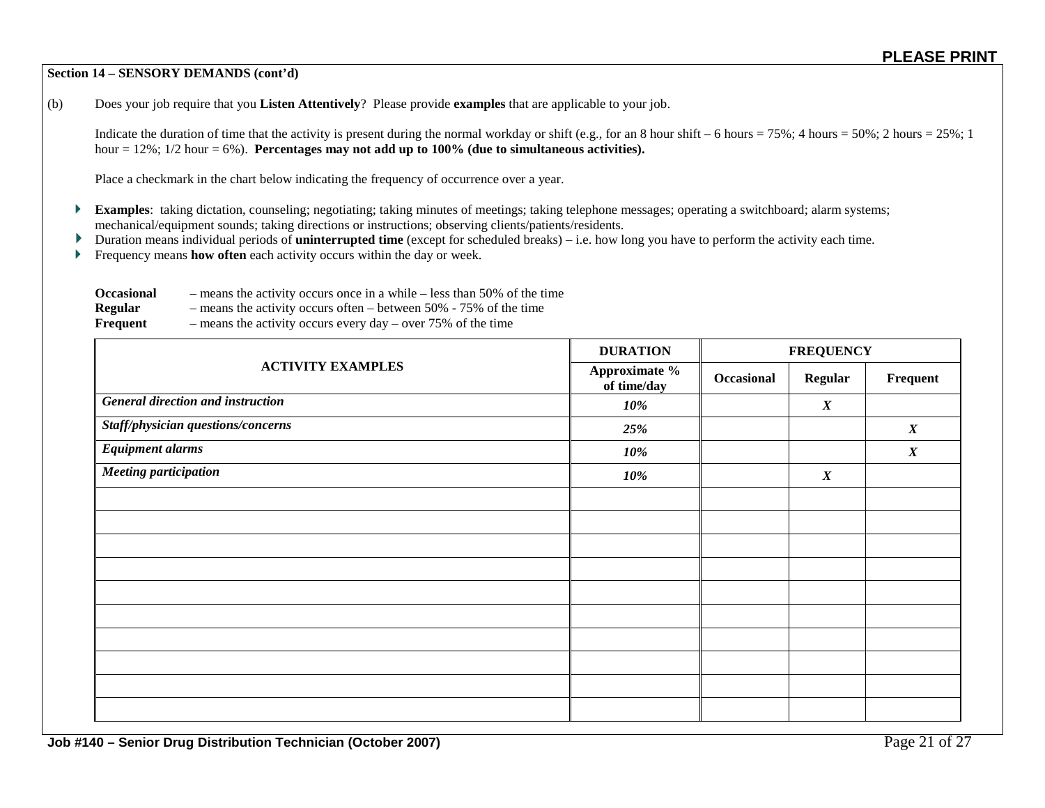**PLEASE PRINT**

**Section 14 – SENSORY DEMANDS (cont'd)**

(b) Does your job require that you **Listen Attentively**? Please provide **examples** that are applicable to your job.

Indicate the duration of time that the activity is present during the normal workday or shift (e.g., for an 8 hour shift – 6 hours = 75%; 4 hours = 50%; 2 hours = 25%; 1 hour = 12%; 1/2 hour = 6%). **Percentages may not add up to 100% (due to simultaneous activities).**

Place a checkmark in the chart below indicating the frequency of occurrence over a year.

- **Examples**: taking dictation, counseling; negotiating; taking minutes of meetings; taking telephone messages; operating a switchboard; alarm systems; mechanical/equipment sounds; taking directions or instructions; observing clients/patients/residents.
- Duration means individual periods of **uninterrupted time** (except for scheduled breaks) – i.e. how long you have to perform the activity each time.
- Frequency means **how often** each activity occurs within the day or week.

**Occasional** – means the activity occurs once in a while – less than 50% of the time
**Regular** – means the activity occurs often – between 50% - 75% of the time
**Frequent** – means the activity occurs every day – over 75% of the time

| ACTIVITY EXAMPLES | DURATION | FREQUENCY | | |
|---|---|---|---|---|
| | **Approximate % of time/day** | **Occasional** | **Regular** | **Frequent** |
| ***General direction and instruction*** | ***10%*** | | ***X*** | |
| ***Staff/physician questions/concerns*** | ***25%*** | | | ***X*** |
| ***Equipment alarms*** | ***10%*** | | | ***X*** |
| ***Meeting participation*** | ***10%*** | | ***X*** | |
| | | | | |
| | | | | |
| | | | | |
| | | | | |
| | | | | |
| | | | | |
| | | | | |
| | | | | |
| | | | | |
| | | | | |

**Job #140 – Senior Drug Distribution Technician (October 2007)**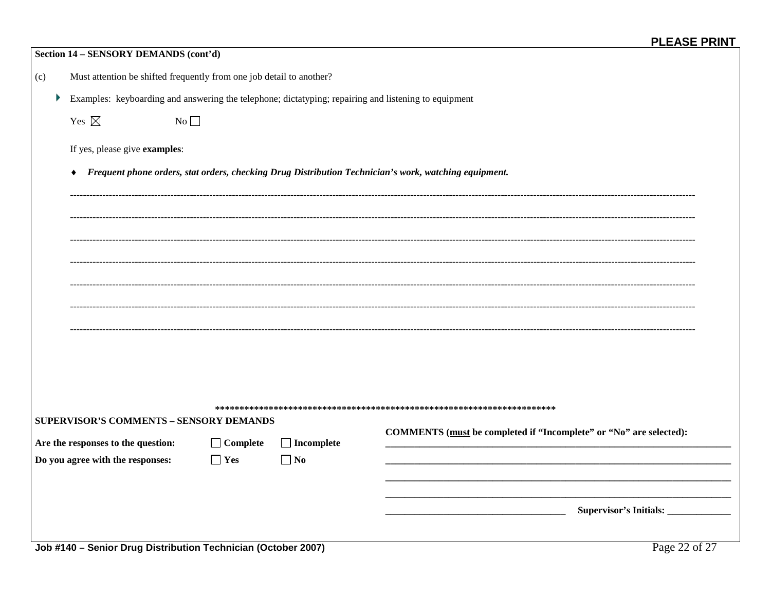**PLEASE PRINT**

**Section 14 – SENSORY DEMANDS (cont'd)**

(c) Must attention be shifted frequently from one job detail to another?

- Examples: keyboarding and answering the telephone; dictatyping; repairing and listening to equipment

Yes ☒ No ☐

If yes, please give **examples**:

- ***Frequent phone orders, stat orders, checking Drug Distribution Technician's work, watching equipment.***

---

**SUPERVISOR'S COMMENTS – SENSORY DEMANDS**

**Are the responses to the question:** ☐ **Complete** ☐ **Incomplete**

**Do you agree with the responses:** ☐ **Yes** ☐ **No**

**COMMENTS (must be completed if "Incomplete" or "No" are selected):**

______________________________________________

______________________________________________

______________________________________________

______________________________________________

______________________ **Supervisor's Initials:** ____________

**Job #140 – Senior Drug Distribution Technician (October 2007)**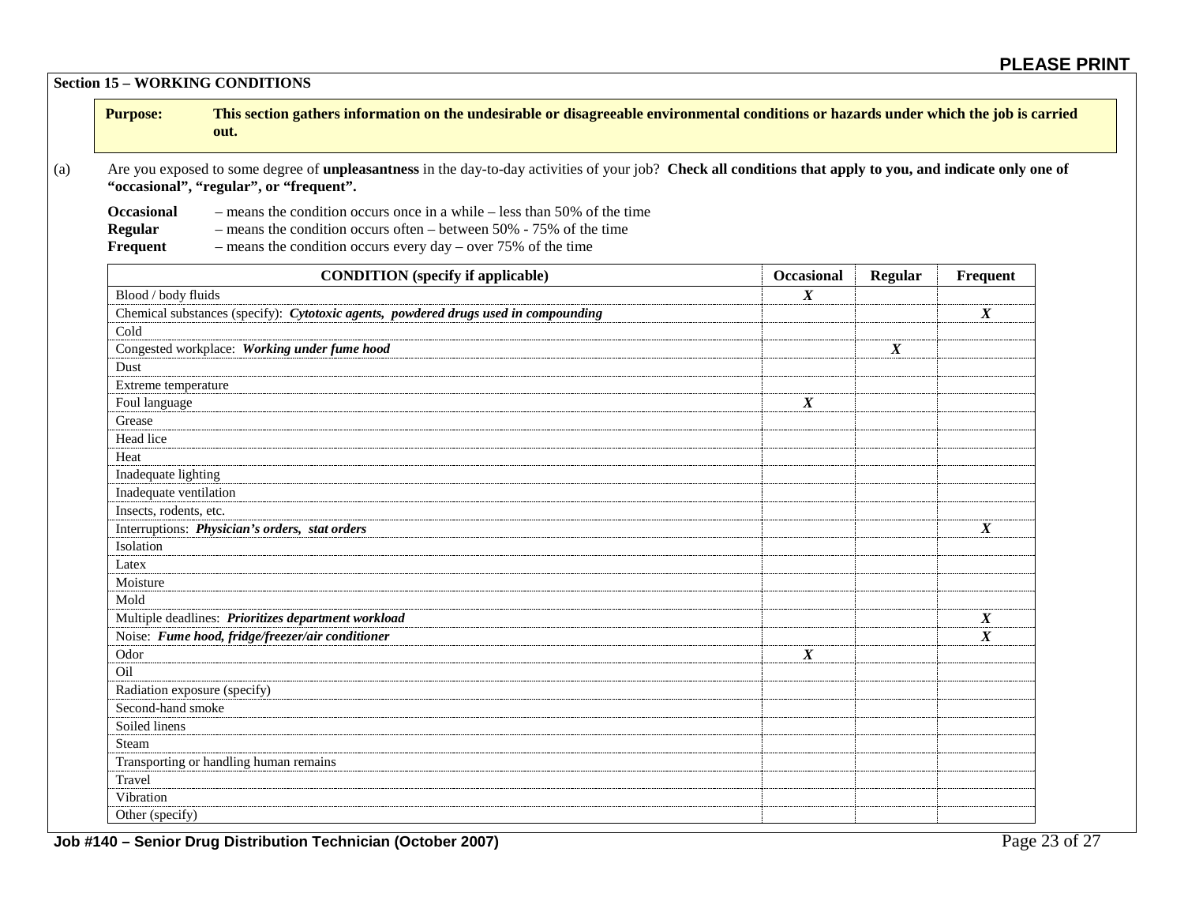**PLEASE PRINT**

## Section 15 – WORKING CONDITIONS

**Purpose:** **This section gathers information on the undesirable or disagreeable environmental conditions or hazards under which the job is carried out.**

(a) Are you exposed to some degree of **unpleasantness** in the day-to-day activities of your job? **Check all conditions that apply to you, and indicate only one of "occasional", "regular", or "frequent".**

**Occasional** – means the condition occurs once in a while – less than 50% of the time
**Regular** – means the condition occurs often – between 50% - 75% of the time
**Frequent** – means the condition occurs every day – over 75% of the time

| CONDITION (specify if applicable) | Occasional | Regular | Frequent |
|---|---|---|---|
| Blood / body fluids | ***X*** | | |
| Chemical substances (specify): ***Cytotoxic agents, powdered drugs used in compounding*** | | | ***X*** |
| Cold | | | |
| Congested workplace: ***Working under fume hood*** | | ***X*** | |
| Dust | | | |
| Extreme temperature | | | |
| Foul language | ***X*** | | |
| Grease | | | |
| Head lice | | | |
| Heat | | | |
| Inadequate lighting | | | |
| Inadequate ventilation | | | |
| Insects, rodents, etc. | | | |
| Interruptions: ***Physician's orders, stat orders*** | | | ***X*** |
| Isolation | | | |
| Latex | | | |
| Moisture | | | |
| Mold | | | |
| Multiple deadlines: ***Prioritizes department workload*** | | | ***X*** |
| Noise: ***Fume hood, fridge/freezer/air conditioner*** | | | ***X*** |
| Odor | ***X*** | | |
| Oil | | | |
| Radiation exposure (specify) | | | |
| Second-hand smoke | | | |
| Soiled linens | | | |
| Steam | | | |
| Transporting or handling human remains | | | |
| Travel | | | |
| Vibration | | | |
| Other (specify) | | | |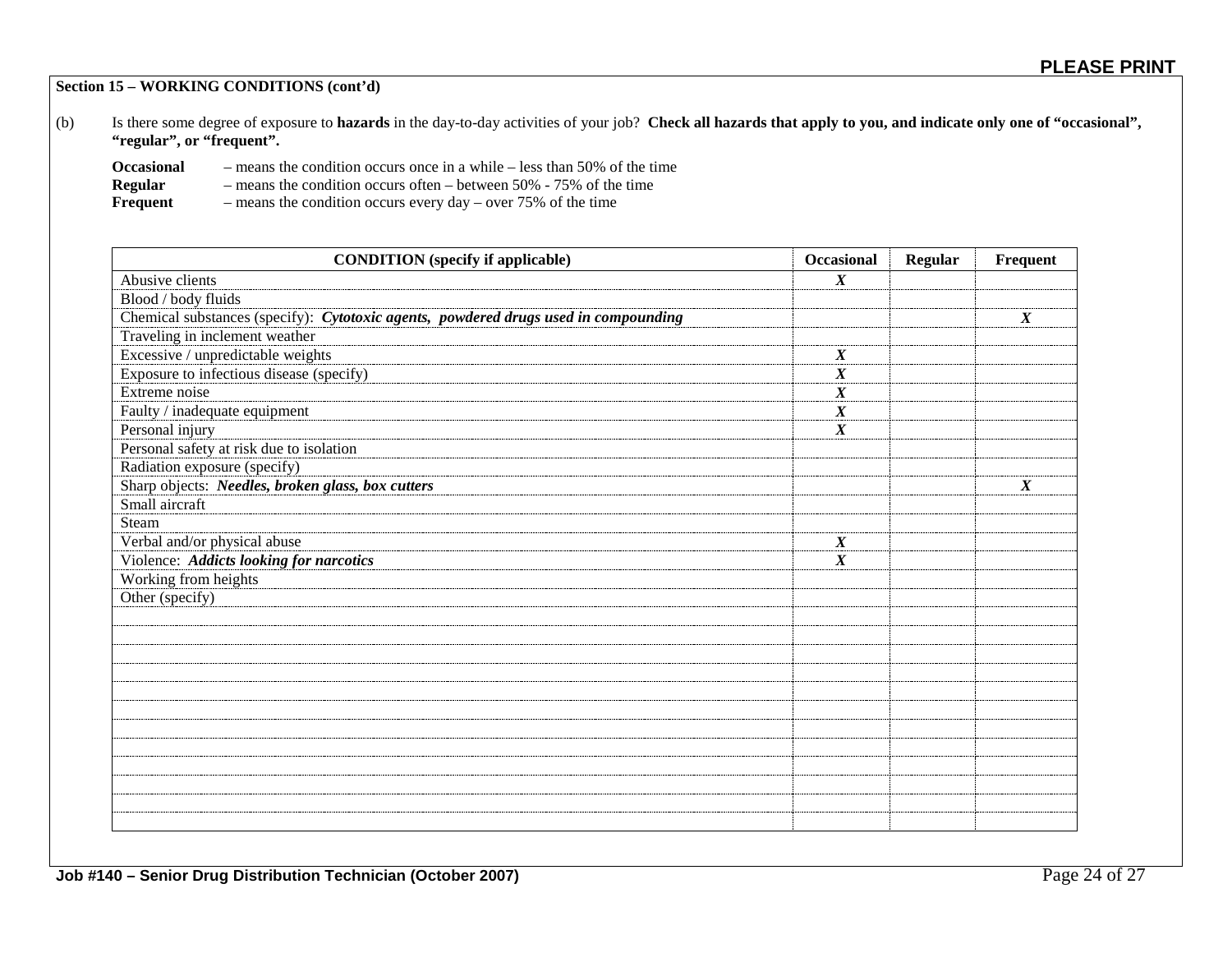**PLEASE PRINT**

**Section 15 – WORKING CONDITIONS (cont'd)**

(b) Is there some degree of exposure to **hazards** in the day-to-day activities of your job? **Check all hazards that apply to you, and indicate only one of "occasional", "regular", or "frequent".**

**Occasional** – means the condition occurs once in a while – less than 50% of the time
**Regular** – means the condition occurs often – between 50% - 75% of the time
**Frequent** – means the condition occurs every day – over 75% of the time

| CONDITION (specify if applicable) | Occasional | Regular | Frequent |
|---|---|---|---|
| Abusive clients | ***X*** | | |
| Blood / body fluids | | | |
| Chemical substances (specify): ***Cytotoxic agents, powdered drugs used in compounding*** | | | ***X*** |
| Traveling in inclement weather | | | |
| Excessive / unpredictable weights | ***X*** | | |
| Exposure to infectious disease (specify) | ***X*** | | |
| Extreme noise | ***X*** | | |
| Faulty / inadequate equipment | ***X*** | | |
| Personal injury | ***X*** | | |
| Personal safety at risk due to isolation | | | |
| Radiation exposure (specify) | | | |
| Sharp objects: ***Needles, broken glass, box cutters*** | | | ***X*** |
| Small aircraft | | | |
| Steam | | | |
| Verbal and/or physical abuse | ***X*** | | |
| Violence: ***Addicts looking for narcotics*** | ***X*** | | |
| Working from heights | | | |
| Other (specify) | | | |
| | | | |
| | | | |
| | | | |
| | | | |
| | | | |
| | | | |
| | | | |
| | | | |
| | | | |
| | | | |
| | | | |
| | | | |

**Job #140 – Senior Drug Distribution Technician (October 2007)**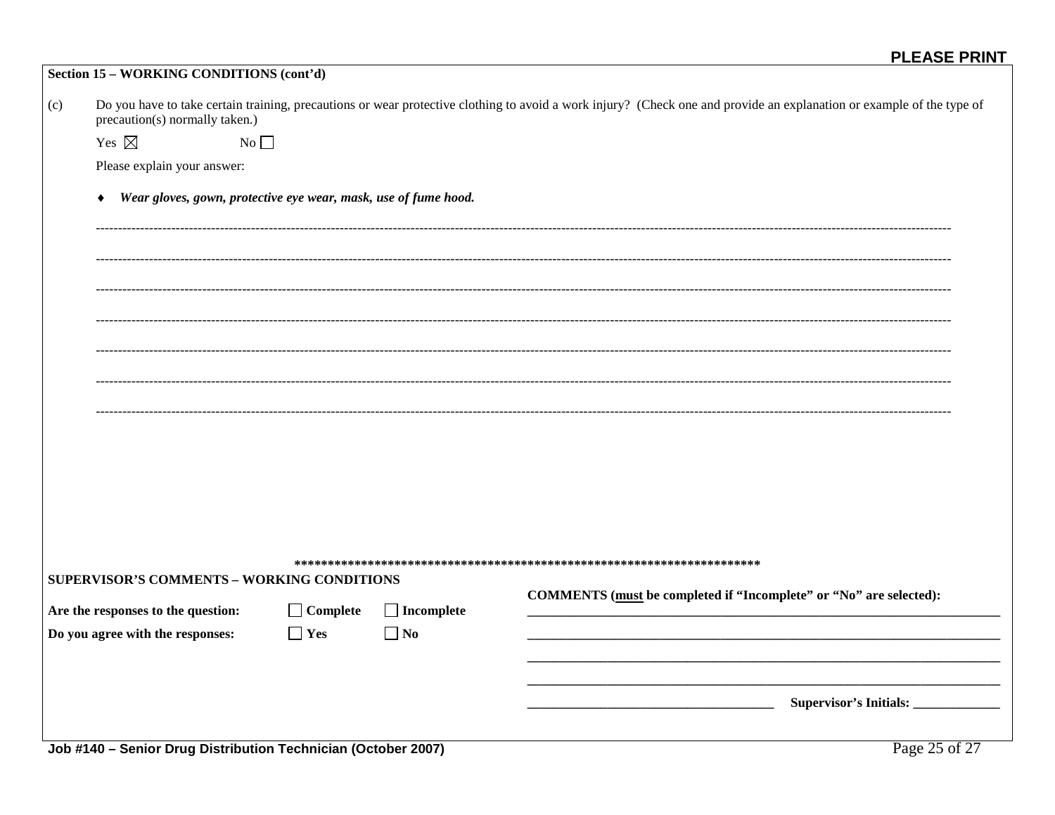**PLEASE PRINT**

**Section 15 – WORKING CONDITIONS (cont'd)**

(c) Do you have to take certain training, precautions or wear protective clothing to avoid a work injury? (Check one and provide an explanation or example of the type of precaution(s) normally taken.)

Yes ☒ No ☐

Please explain your answer:

- ***Wear gloves, gown, protective eye wear, mask, use of fume hood.***

**************************************************************************

**SUPERVISOR'S COMMENTS – WORKING CONDITIONS**

**Are the responses to the question:** ☐ **Complete** ☐ **Incomplete**

**Do you agree with the responses:** ☐ **Yes** ☐ **No**

**COMMENTS (must be completed if "Incomplete" or "No" are selected):**

______________________________________________________________________

______________________________________________________________________

______________________________________________________________________

______________________________________________________________________

____________________________________ **Supervisor's Initials:** _____________

**Job #140 – Senior Drug Distribution Technician (October 2007)**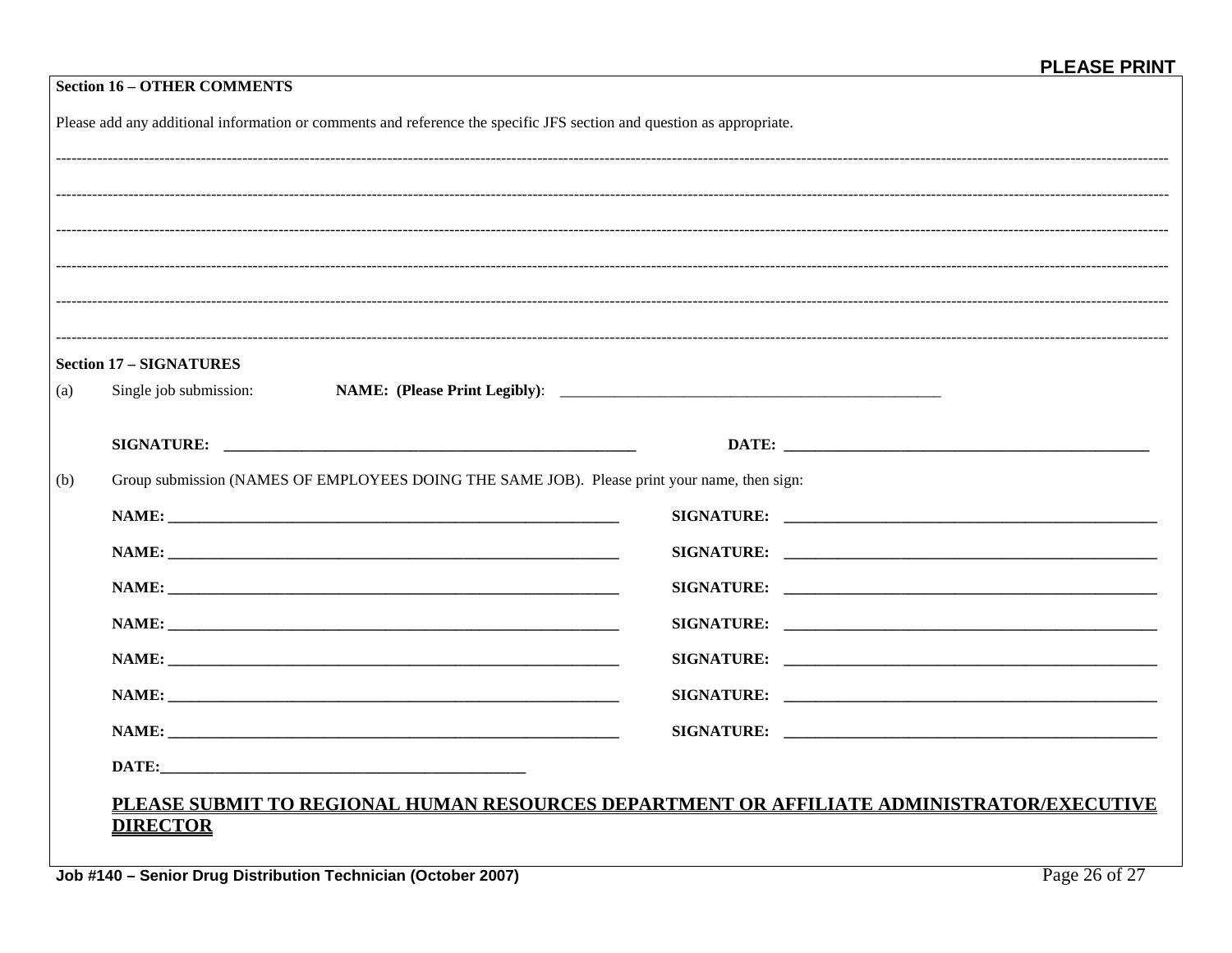**PLEASE PRINT**

**Section 16 – OTHER COMMENTS**

Please add any additional information or comments and reference the specific JFS section and question as appropriate.

----------------------------------------------------------------------------------------------------

----------------------------------------------------------------------------------------------------

----------------------------------------------------------------------------------------------------

----------------------------------------------------------------------------------------------------

----------------------------------------------------------------------------------------------------

----------------------------------------------------------------------------------------------------

**Section 17 – SIGNATURES**

(a) Single job submission: **NAME: (Please Print Legibly)**: ____________________________________________________

**SIGNATURE:** ________________________________________________________ **DATE:** ______________________________________________

(b) Group submission (NAMES OF EMPLOYEES DOING THE SAME JOB). Please print your name, then sign:

**NAME:** ______________________________________________________________ **SIGNATURE:** ______________________________________________

**NAME:** ______________________________________________________________ **SIGNATURE:** ______________________________________________

**NAME:** ______________________________________________________________ **SIGNATURE:** ______________________________________________

**NAME:** ______________________________________________________________ **SIGNATURE:** ______________________________________________

**NAME:** ______________________________________________________________ **SIGNATURE:** ______________________________________________

**NAME:** ______________________________________________________________ **SIGNATURE:** ______________________________________________

**NAME:** ______________________________________________________________ **SIGNATURE:** ______________________________________________

**DATE:**________________________________________________

**PLEASE SUBMIT TO REGIONAL HUMAN RESOURCES DEPARTMENT OR AFFILIATE ADMINISTRATOR/EXECUTIVE DIRECTOR**

**Job #140 – Senior Drug Distribution Technician (October 2007)**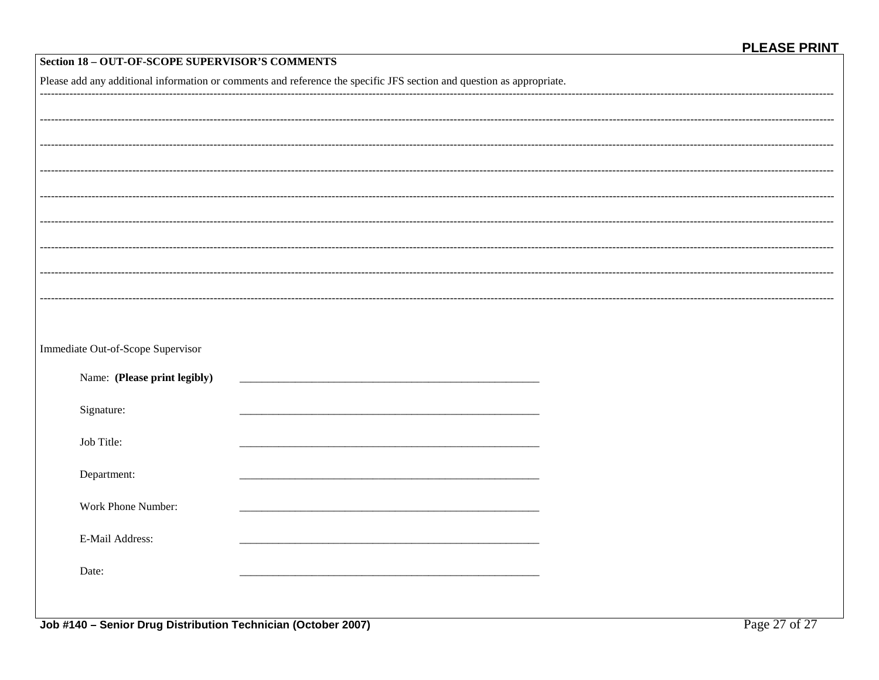PLEASE PRINT

**Section 18 – OUT-OF-SCOPE SUPERVISOR'S COMMENTS**

Please add any additional information or comments and reference the specific JFS section and question as appropriate.

---

---

---

---

---

---

---

---

---

Immediate Out-of-Scope Supervisor

Name: **(Please print legibly)** ______________________________

Signature: ______________________________

Job Title: ______________________________

Department: ______________________________

Work Phone Number: ______________________________

E-Mail Address: ______________________________

Date: ______________________________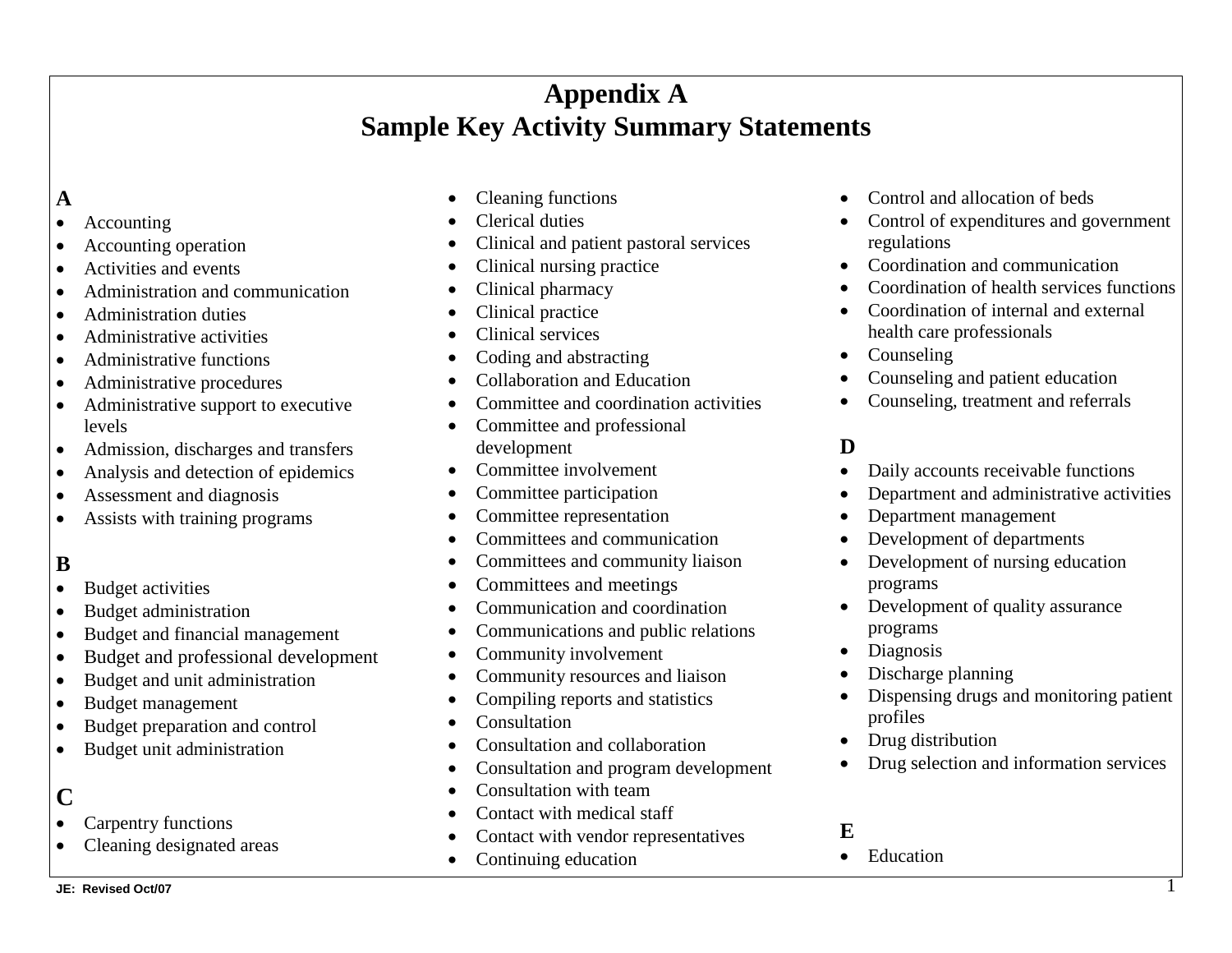# Appendix A
## Sample Key Activity Summary Statements

**A**

- Accounting
- Accounting operation
- Activities and events
- Administration and communication
- Administration duties
- Administrative activities
- Administrative functions
- Administrative procedures
- Administrative support to executive levels
- Admission, discharges and transfers
- Analysis and detection of epidemics
- Assessment and diagnosis
- Assists with training programs

**B**

- Budget activities
- Budget administration
- Budget and financial management
- Budget and professional development
- Budget and unit administration
- Budget management
- Budget preparation and control
- Budget unit administration

**C**

- Carpentry functions
- Cleaning designated areas
- Cleaning functions
- Clerical duties
- Clinical and patient pastoral services
- Clinical nursing practice
- Clinical pharmacy
- Clinical practice
- Clinical services
- Coding and abstracting
- Collaboration and Education
- Committee and coordination activities
- Committee and professional development
- Committee involvement
- Committee participation
- Committee representation
- Committees and communication
- Committees and community liaison
- Committees and meetings
- Communication and coordination
- Communications and public relations
- Community involvement
- Community resources and liaison
- Compiling reports and statistics
- Consultation
- Consultation and collaboration
- Consultation and program development
- Consultation with team
- Contact with medical staff
- Contact with vendor representatives
- Continuing education
- Control and allocation of beds
- Control of expenditures and government regulations
- Coordination and communication
- Coordination of health services functions
- Coordination of internal and external health care professionals
- Counseling
- Counseling and patient education
- Counseling, treatment and referrals

**D**

- Daily accounts receivable functions
- Department and administrative activities
- Department management
- Development of departments
- Development of nursing education programs
- Development of quality assurance programs
- Diagnosis
- Discharge planning
- Dispensing drugs and monitoring patient profiles
- Drug distribution
- Drug selection and information services

**E**

- Education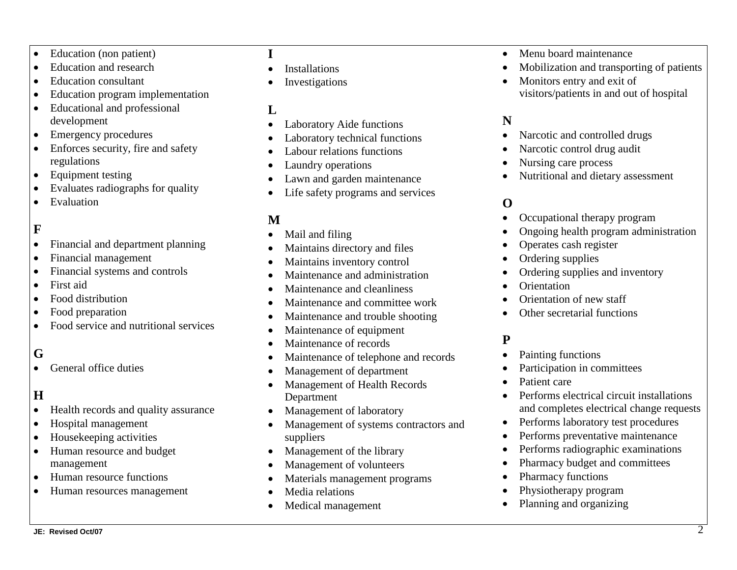- Education (non patient)
- Education and research
- Education consultant
- Education program implementation
- Educational and professional development
- Emergency procedures
- Enforces security, fire and safety regulations
- Equipment testing
- Evaluates radiographs for quality
- Evaluation

**F**

- Financial and department planning
- Financial management
- Financial systems and controls
- First aid
- Food distribution
- Food preparation
- Food service and nutritional services

**G**

- General office duties

**H**

- Health records and quality assurance
- Hospital management
- Housekeeping activities
- Human resource and budget management
- Human resource functions
- Human resources management

**I**

- Installations
- Investigations

**L**

- Laboratory Aide functions
- Laboratory technical functions
- Labour relations functions
- Laundry operations
- Lawn and garden maintenance
- Life safety programs and services

**M**

- Mail and filing
- Maintains directory and files
- Maintains inventory control
- Maintenance and administration
- Maintenance and cleanliness
- Maintenance and committee work
- Maintenance and trouble shooting
- Maintenance of equipment
- Maintenance of records
- Maintenance of telephone and records
- Management of department
- Management of Health Records Department
- Management of laboratory
- Management of systems contractors and suppliers
- Management of the library
- Management of volunteers
- Materials management programs
- Media relations
- Medical management
- Menu board maintenance
- Mobilization and transporting of patients
- Monitors entry and exit of visitors/patients in and out of hospital

**N**

- Narcotic and controlled drugs
- Narcotic control drug audit
- Nursing care process
- Nutritional and dietary assessment

**O**

- Occupational therapy program
- Ongoing health program administration
- Operates cash register
- Ordering supplies
- Ordering supplies and inventory
- Orientation
- Orientation of new staff
- Other secretarial functions

**P**

- Painting functions
- Participation in committees
- Patient care
- Performs electrical circuit installations and completes electrical change requests
- Performs laboratory test procedures
- Performs preventative maintenance
- Performs radiographic examinations
- Pharmacy budget and committees
- Pharmacy functions
- Physiotherapy program
- Planning and organizing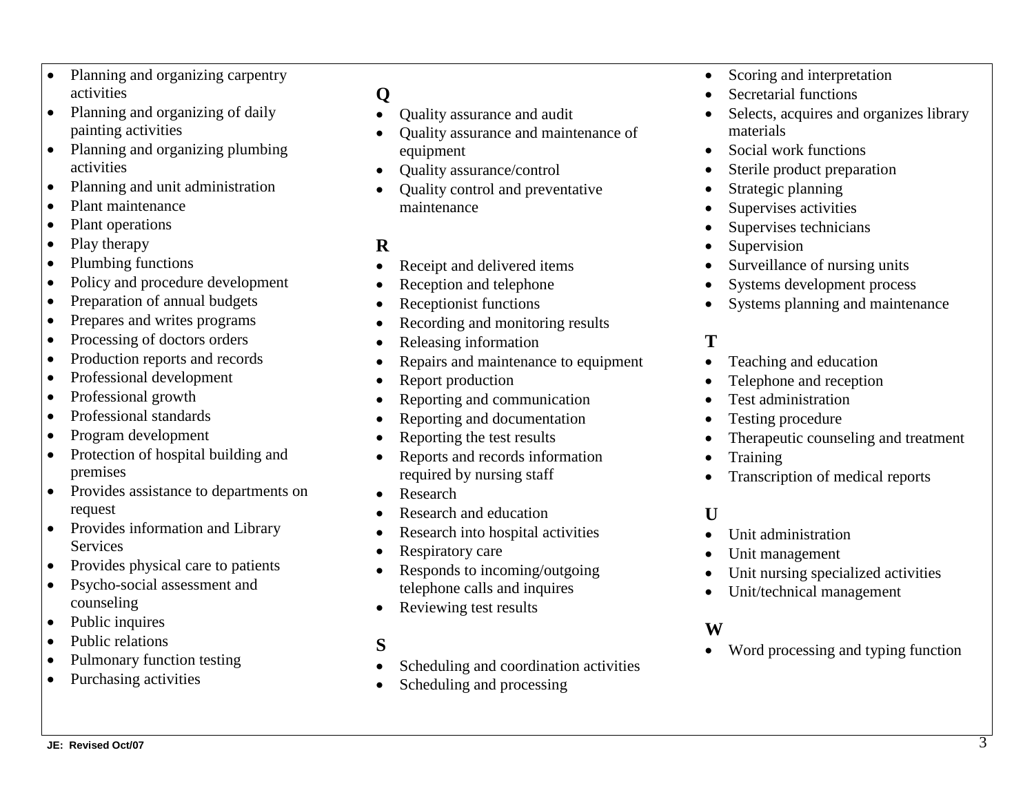- Planning and organizing carpentry activities
- Planning and organizing of daily painting activities
- Planning and organizing plumbing activities
- Planning and unit administration
- Plant maintenance
- Plant operations
- Play therapy
- Plumbing functions
- Policy and procedure development
- Preparation of annual budgets
- Prepares and writes programs
- Processing of doctors orders
- Production reports and records
- Professional development
- Professional growth
- Professional standards
- Program development
- Protection of hospital building and premises
- Provides assistance to departments on request
- Provides information and Library Services
- Provides physical care to patients
- Psycho-social assessment and counseling
- Public inquires
- Public relations
- Pulmonary function testing
- Purchasing activities

## Q

- Quality assurance and audit
- Quality assurance and maintenance of equipment
- Quality assurance/control
- Quality control and preventative maintenance

## R

- Receipt and delivered items
- Reception and telephone
- Receptionist functions
- Recording and monitoring results
- Releasing information
- Repairs and maintenance to equipment
- Report production
- Reporting and communication
- Reporting and documentation
- Reporting the test results
- Reports and records information required by nursing staff
- Research
- Research and education
- Research into hospital activities
- Respiratory care
- Responds to incoming/outgoing telephone calls and inquires
- Reviewing test results

## S

- Scheduling and coordination activities
- Scheduling and processing
- Scoring and interpretation
- Secretarial functions
- Selects, acquires and organizes library materials
- Social work functions
- Sterile product preparation
- Strategic planning
- Supervises activities
- Supervises technicians
- Supervision
- Surveillance of nursing units
- Systems development process
- Systems planning and maintenance

## T

- Teaching and education
- Telephone and reception
- Test administration
- Testing procedure
- Therapeutic counseling and treatment
- Training
- Transcription of medical reports

## U

- Unit administration
- Unit management
- Unit nursing specialized activities
- Unit/technical management

## W

- Word processing and typing function